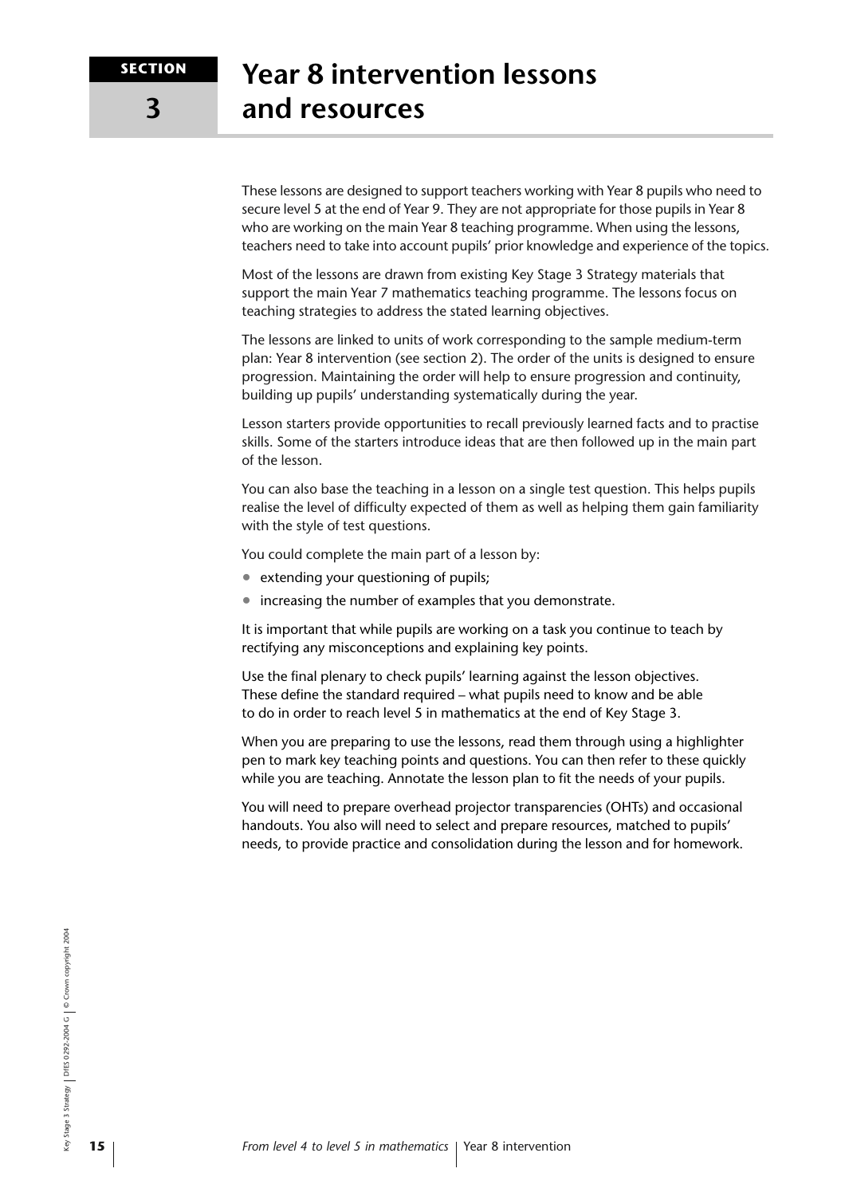# SECTION 3 Year 8 intervention lessons and resources

These lessons are designed to support teachers working with Year 8 pupils who need to secure level 5 at the end of Year 9. They are not appropriate for those pupils in Year 8 who are working on the main Year 8 teaching programme. When using the lessons, teachers need to take into account pupils' prior knowledge and experience of the topics.

Most of the lessons are drawn from existing Key Stage 3 Strategy materials that support the main Year 7 mathematics teaching programme. The lessons focus on teaching strategies to address the stated learning objectives.

The lessons are linked to units of work corresponding to the sample medium-term plan: Year 8 intervention (see section 2). The order of the units is designed to ensure progression. Maintaining the order will help to ensure progression and continuity, building up pupils' understanding systematically during the year.

Lesson starters provide opportunities to recall previously learned facts and to practise skills. Some of the starters introduce ideas that are then followed up in the main part of the lesson.

You can also base the teaching in a lesson on a single test question. This helps pupils realise the level of difficulty expected of them as well as helping them gain familiarity with the style of test questions.

You could complete the main part of a lesson by:

- extending your questioning of pupils;
- increasing the number of examples that you demonstrate.

It is important that while pupils are working on a task you continue to teach by rectifying any misconceptions and explaining key points.

Use the final plenary to check pupils' learning against the lesson objectives. These define the standard required – what pupils need to know and be able to do in order to reach level 5 in mathematics at the end of Key Stage 3.

When you are preparing to use the lessons, read them through using a highlighter pen to mark key teaching points and questions. You can then refer to these quickly while you are teaching. Annotate the lesson plan to fit the needs of your pupils.

You will need to prepare overhead projector transparencies (OHTs) and occasional handouts. You also will need to select and prepare resources, matched to pupils' needs, to provide practice and consolidation during the lesson and for homework.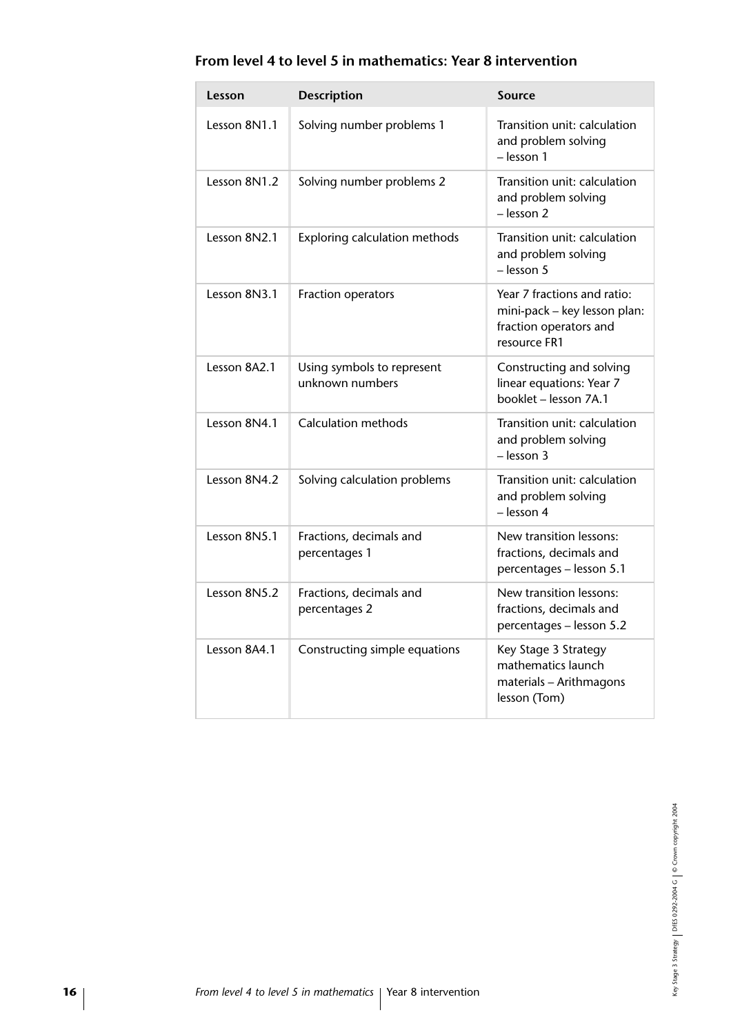## From level 4 to level 5 in mathematics: Year 8 intervention

| Lesson | Description | Source |
| --- | --- | --- |
| Lesson 8N1.1 | Solving number problems 1 | Transition unit: calculation and problem solving – lesson 1 |
| Lesson 8N1.2 | Solving number problems 2 | Transition unit: calculation and problem solving – lesson 2 |
| Lesson 8N2.1 | Exploring calculation methods | Transition unit: calculation and problem solving – lesson 5 |
| Lesson 8N3.1 | Fraction operators | Year 7 fractions and ratio: mini-pack – key lesson plan: fraction operators and resource FR1 |
| Lesson 8A2.1 | Using symbols to represent unknown numbers | Constructing and solving linear equations: Year 7 booklet – lesson 7A.1 |
| Lesson 8N4.1 | Calculation methods | Transition unit: calculation and problem solving – lesson 3 |
| Lesson 8N4.2 | Solving calculation problems | Transition unit: calculation and problem solving – lesson 4 |
| Lesson 8N5.1 | Fractions, decimals and percentages 1 | New transition lessons: fractions, decimals and percentages – lesson 5.1 |
| Lesson 8N5.2 | Fractions, decimals and percentages 2 | New transition lessons: fractions, decimals and percentages – lesson 5.2 |
| Lesson 8A4.1 | Constructing simple equations | Key Stage 3 Strategy mathematics launch materials – Arithmagons lesson (Tom) |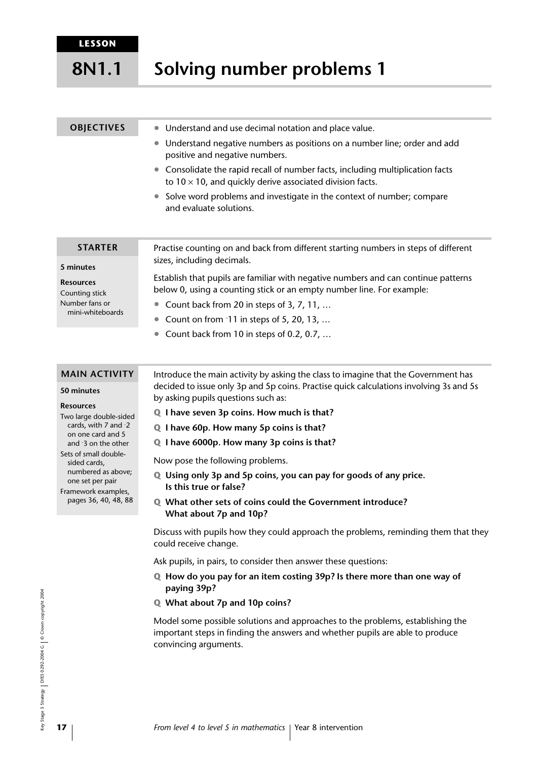LESSON

# 8N1.1 Solving number problems 1

## OBJECTIVES

- Understand and use decimal notation and place value.
- Understand negative numbers as positions on a number line; order and add positive and negative numbers.
- Consolidate the rapid recall of number facts, including multiplication facts to $10 \times 10$, and quickly derive associated division facts.
- Solve word problems and investigate in the context of number; compare and evaluate solutions.

## STARTER

**5 minutes**

**Resources**
Counting stick
Number fans or mini-whiteboards

Practise counting on and back from different starting numbers in steps of different sizes, including decimals.

Establish that pupils are familiar with negative numbers and can continue patterns below 0, using a counting stick or an empty number line. For example:

- Count back from 20 in steps of 3, 7, 11, …
- Count on from $^{-}11$ in steps of 5, 20, 13, …
- Count back from 10 in steps of 0.2, 0.7, …

## MAIN ACTIVITY

**50 minutes**

**Resources**
Two large double-sided cards, with 7 and $^{-}2$ on one card and 5 and $^{-}3$ on the other
Sets of small double-sided cards, numbered as above; one set per pair
Framework examples, pages 36, 40, 48, 88

Introduce the main activity by asking the class to imagine that the Government has decided to issue only 3p and 5p coins. Practise quick calculations involving 3s and 5s by asking pupils questions such as:

**Q I have seven 3p coins. How much is that?**

**Q I have 60p. How many 5p coins is that?**

**Q I have 6000p. How many 3p coins is that?**

Now pose the following problems.

**Q Using only 3p and 5p coins, you can pay for goods of any price. Is this true or false?**

**Q What other sets of coins could the Government introduce? What about 7p and 10p?**

Discuss with pupils how they could approach the problems, reminding them that they could receive change.

Ask pupils, in pairs, to consider then answer these questions:

**Q How do you pay for an item costing 39p? Is there more than one way of paying 39p?**

**Q What about 7p and 10p coins?**

Model some possible solutions and approaches to the problems, establishing the important steps in finding the answers and whether pupils are able to produce convincing arguments.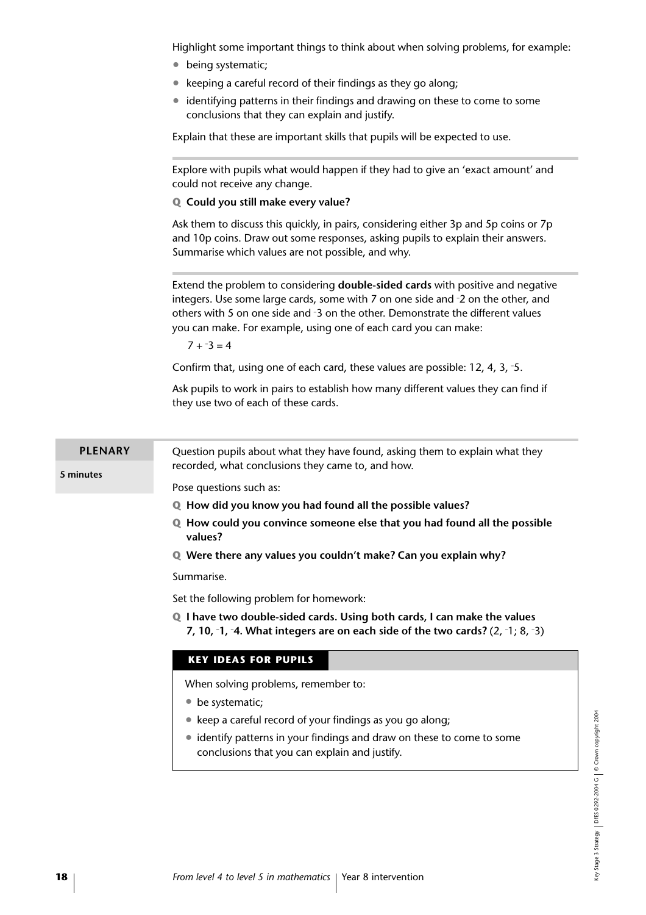Highlight some important things to think about when solving problems, for example:

- being systematic;
- keeping a careful record of their findings as they go along;
- identifying patterns in their findings and drawing on these to come to some conclusions that they can explain and justify.

Explain that these are important skills that pupils will be expected to use.

---

Explore with pupils what would happen if they had to give an 'exact amount' and could not receive any change.

**Q Could you still make every value?**

Ask them to discuss this quickly, in pairs, considering either 3p and 5p coins or 7p and 10p coins. Draw out some responses, asking pupils to explain their answers. Summarise which values are not possible, and why.

---

Extend the problem to considering **double-sided cards** with positive and negative integers. Use some large cards, some with 7 on one side and $^{-}2$ on the other, and others with 5 on one side and $^{-}3$ on the other. Demonstrate the different values you can make. For example, using one of each card you can make:

$7 + {}^{-}3 = 4$

Confirm that, using one of each card, these values are possible: 12, 4, 3, $^{-}5$.

Ask pupils to work in pairs to establish how many different values they can find if they use two of each of these cards.

---

## PLENARY

**5 minutes**

Question pupils about what they have found, asking them to explain what they recorded, what conclusions they came to, and how.

Pose questions such as:

**Q How did you know you had found all the possible values?**

**Q How could you convince someone else that you had found all the possible values?**

**Q Were there any values you couldn't make? Can you explain why?**

Summarise.

Set the following problem for homework:

**Q I have two double-sided cards. Using both cards, I can make the values 7, 10, $^{-}1$, $^{-}4$. What integers are on each side of the two cards?** (2, $^{-}1$; 8, $^{-}3$)

### KEY IDEAS FOR PUPILS

When solving problems, remember to:

- be systematic;
- keep a careful record of your findings as you go along;
- identify patterns in your findings and draw on these to come to some conclusions that you can explain and justify.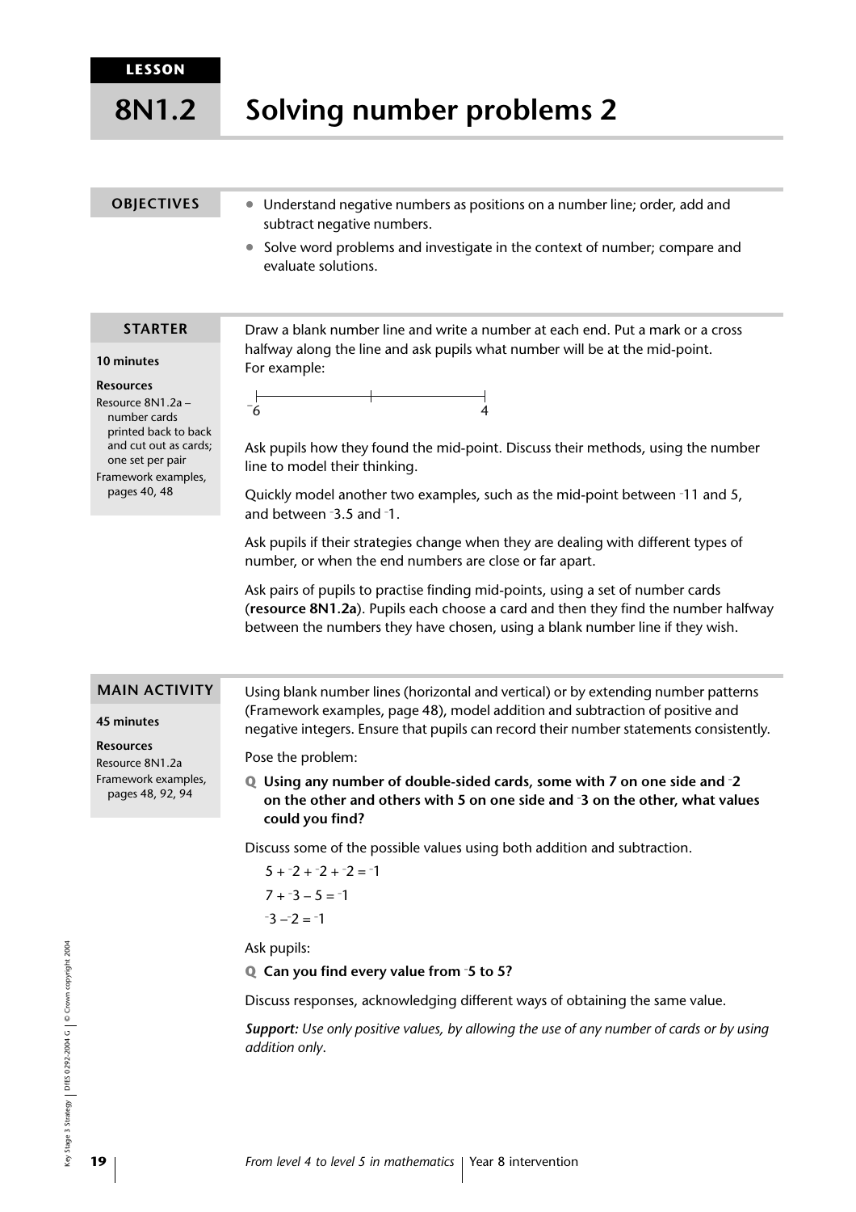LESSON

# 8N1.2 Solving number problems 2

## OBJECTIVES

- Understand negative numbers as positions on a number line; order, add and subtract negative numbers.
- Solve word problems and investigate in the context of number; compare and evaluate solutions.

## STARTER

**10 minutes**

**Resources**

Resource 8N1.2a – number cards printed back to back and cut out as cards; one set per pair

Framework examples, pages 40, 48

Draw a blank number line and write a number at each end. Put a mark or a cross halfway along the line and ask pupils what number will be at the mid-point. For example:

$^{-}6$ ——————|—————— $4$

Ask pupils how they found the mid-point. Discuss their methods, using the number line to model their thinking.

Quickly model another two examples, such as the mid-point between $^{-}11$ and 5, and between $^{-}3.5$ and $^{-}1$.

Ask pupils if their strategies change when they are dealing with different types of number, or when the end numbers are close or far apart.

Ask pairs of pupils to practise finding mid-points, using a set of number cards (**resource 8N1.2a**). Pupils each choose a card and then they find the number halfway between the numbers they have chosen, using a blank number line if they wish.

## MAIN ACTIVITY

**45 minutes**

**Resources**

Resource 8N1.2a

Framework examples, pages 48, 92, 94

Using blank number lines (horizontal and vertical) or by extending number patterns (Framework examples, page 48), model addition and subtraction of positive and negative integers. Ensure that pupils can record their number statements consistently.

Pose the problem:

**Q Using any number of double-sided cards, some with 7 on one side and $^{-}2$ on the other and others with 5 on one side and $^{-}3$ on the other, what values could you find?**

Discuss some of the possible values using both addition and subtraction.

$5 + {}^{-}2 + {}^{-}2 + {}^{-}2 = {}^{-}1$

$7 + {}^{-}3 - 5 = {}^{-}1$

${}^{-}3 - {}^{-}2 = {}^{-}1$

Ask pupils:

**Q Can you find every value from $^{-}5$ to 5?**

Discuss responses, acknowledging different ways of obtaining the same value.

***Support:*** *Use only positive values, by allowing the use of any number of cards or by using addition only.*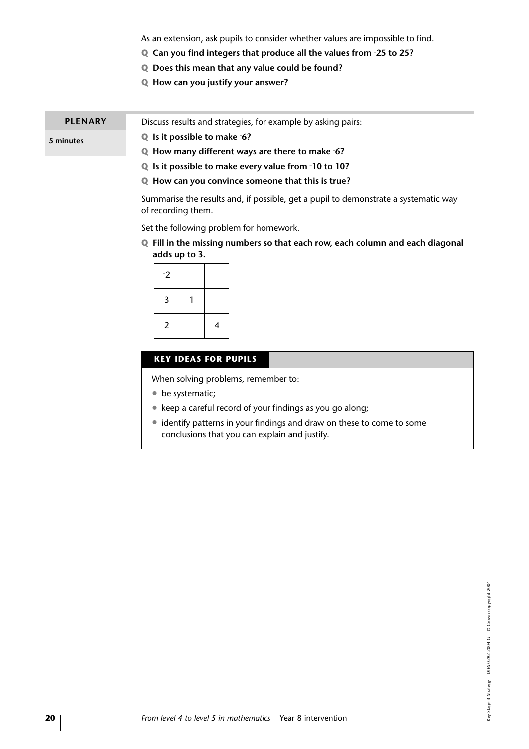As an extension, ask pupils to consider whether values are impossible to find.

**Q Can you find integers that produce all the values from ⁻25 to 25?**

**Q Does this mean that any value could be found?**

**Q How can you justify your answer?**

## PLENARY

**5 minutes**

Discuss results and strategies, for example by asking pairs:

**Q Is it possible to make ⁻6?**

**Q How many different ways are there to make ⁻6?**

**Q Is it possible to make every value from ⁻10 to 10?**

**Q How can you convince someone that this is true?**

Summarise the results and, if possible, get a pupil to demonstrate a systematic way of recording them.

Set the following problem for homework.

**Q Fill in the missing numbers so that each row, each column and each diagonal adds up to 3.**

| ⁻2 | | |
|---|---|---|
| 3 | 1 | |
| 2 | | 4 |

### KEY IDEAS FOR PUPILS

When solving problems, remember to:

- be systematic;
- keep a careful record of your findings as you go along;
- identify patterns in your findings and draw on these to come to some conclusions that you can explain and justify.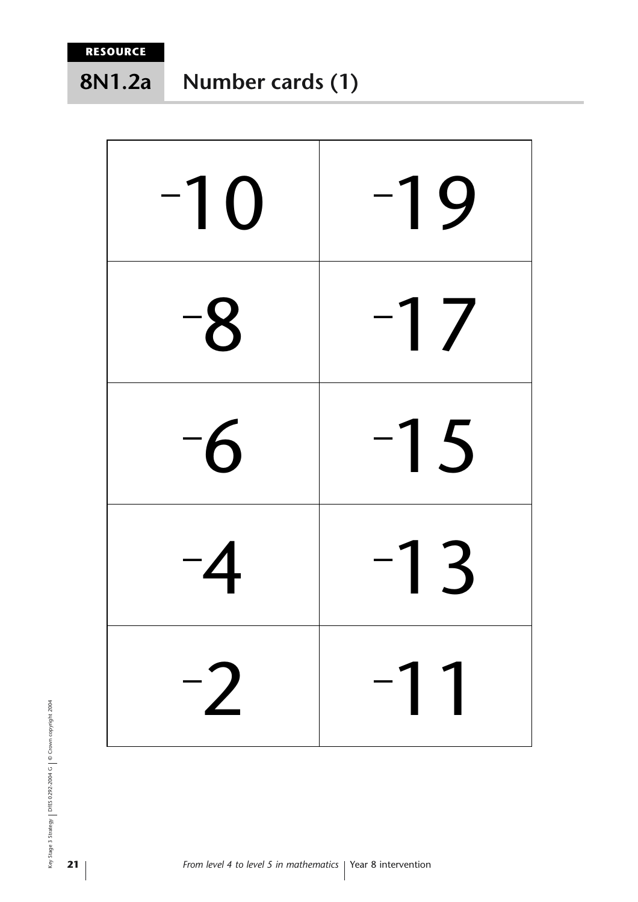RESOURCE

# 8N1.2a Number cards (1)

| | |
|---|---|
| $^{-}10$ | $^{-}19$ |
| $^{-}8$ | $^{-}17$ |
| $^{-}6$ | $^{-}15$ |
| $^{-}4$ | $^{-}13$ |
| $^{-}2$ | $^{-}11$ |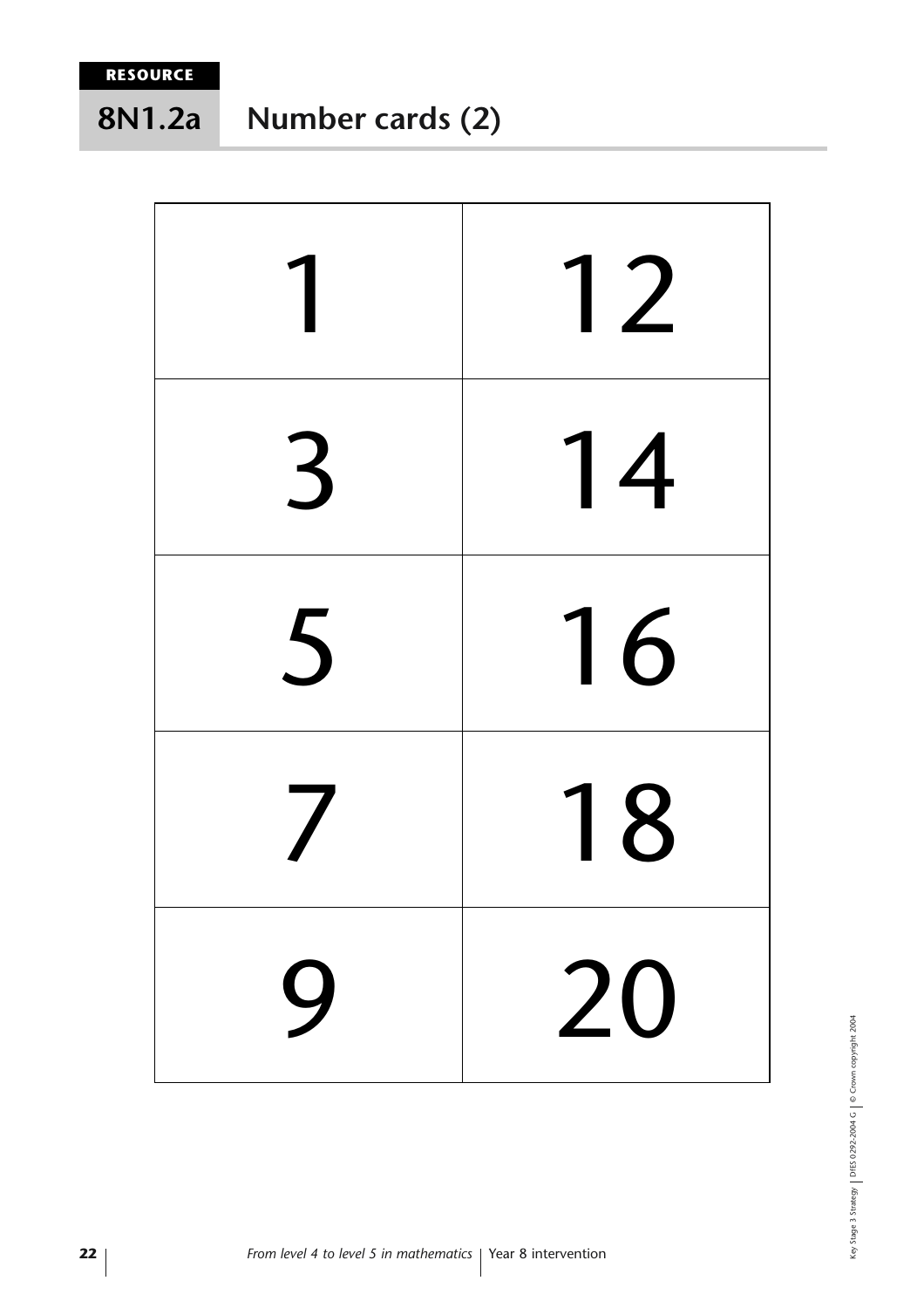**RESOURCE**

## 8N1.2a Number cards (2)

| | |
|---|---|
| 1 | 12 |
| 3 | 14 |
| 5 | 16 |
| 7 | 18 |
| 9 | 20 |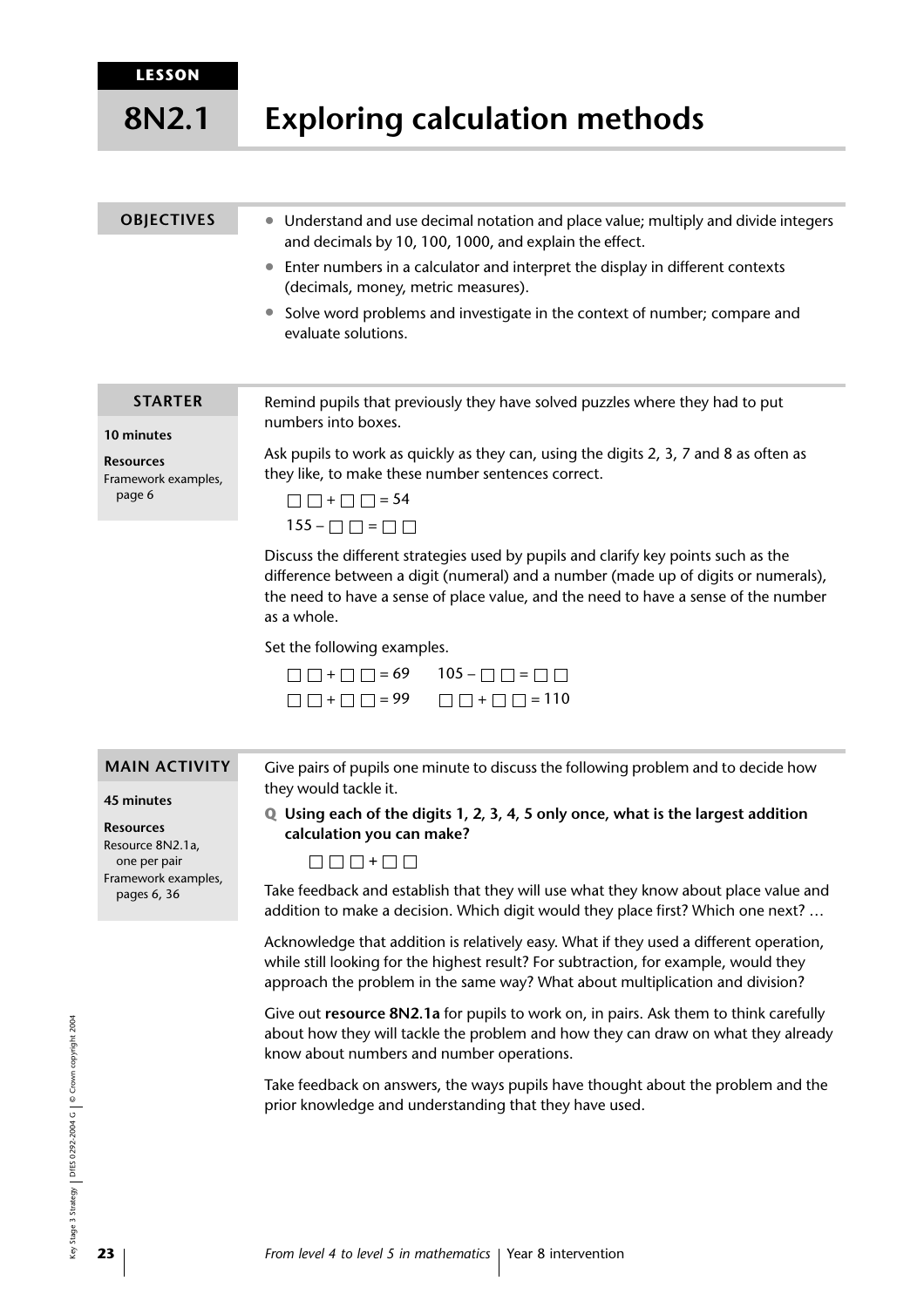LESSON

# 8N2.1 Exploring calculation methods

## OBJECTIVES

- Understand and use decimal notation and place value; multiply and divide integers and decimals by 10, 100, 1000, and explain the effect.
- Enter numbers in a calculator and interpret the display in different contexts (decimals, money, metric measures).
- Solve word problems and investigate in the context of number; compare and evaluate solutions.

## STARTER

**10 minutes**

**Resources**
Framework examples, page 6

Remind pupils that previously they have solved puzzles where they had to put numbers into boxes.

Ask pupils to work as quickly as they can, using the digits 2, 3, 7 and 8 as often as they like, to make these number sentences correct.

□ □ + □ □ = 54

155 – □ □ = □ □

Discuss the different strategies used by pupils and clarify key points such as the difference between a digit (numeral) and a number (made up of digits or numerals), the need to have a sense of place value, and the need to have a sense of the number as a whole.

Set the following examples.

□ □ + □ □ = 69     105 – □ □ = □ □

□ □ + □ □ = 99     □ □ + □ □ = 110

## MAIN ACTIVITY

**45 minutes**

**Resources**
Resource 8N2.1a, one per pair
Framework examples, pages 6, 36

Give pairs of pupils one minute to discuss the following problem and to decide how they would tackle it.

**Q Using each of the digits 1, 2, 3, 4, 5 only once, what is the largest addition calculation you can make?**

□ □ □ + □ □

Take feedback and establish that they will use what they know about place value and addition to make a decision. Which digit would they place first? Which one next? …

Acknowledge that addition is relatively easy. What if they used a different operation, while still looking for the highest result? For subtraction, for example, would they approach the problem in the same way? What about multiplication and division?

Give out **resource 8N2.1a** for pupils to work on, in pairs. Ask them to think carefully about how they will tackle the problem and how they can draw on what they already know about numbers and number operations.

Take feedback on answers, the ways pupils have thought about the problem and the prior knowledge and understanding that they have used.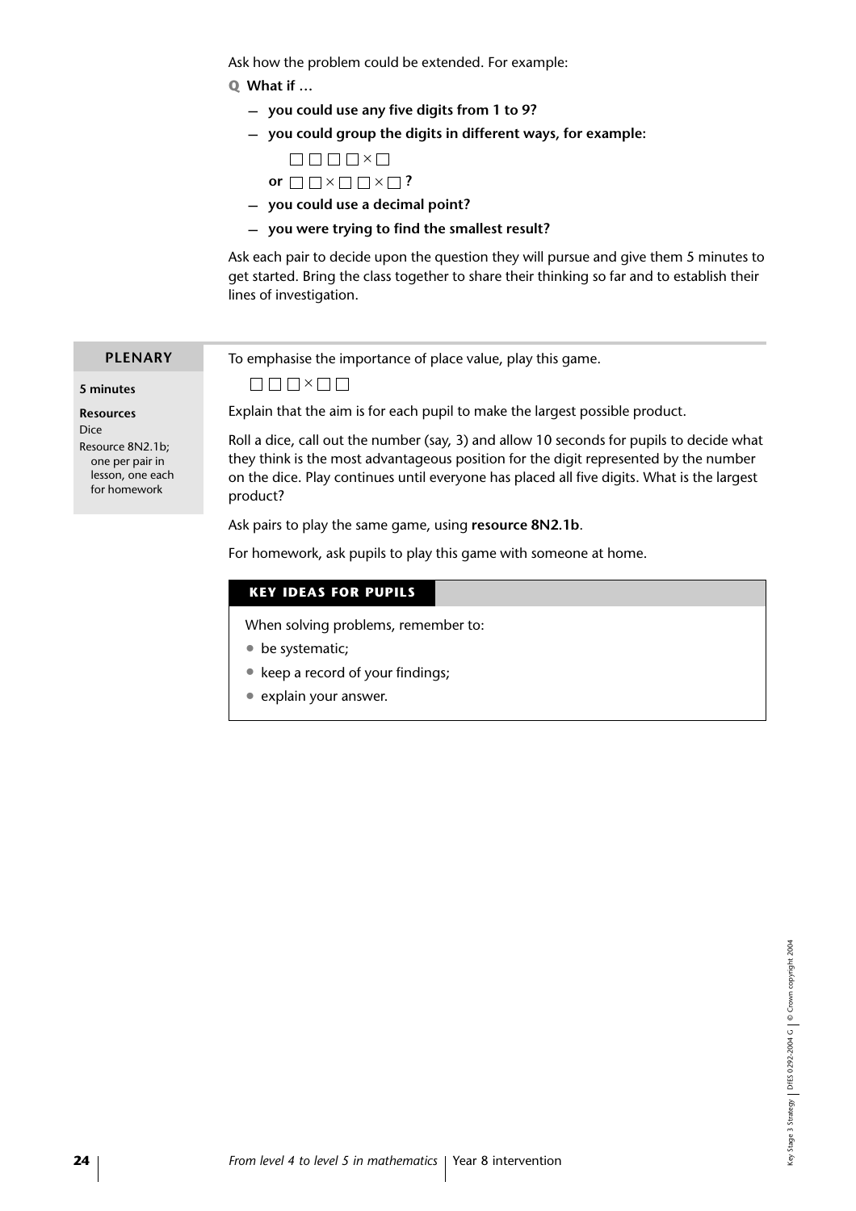Ask how the problem could be extended. For example:

**Q** **What if …**

- **you could use any five digits from 1 to 9?**
- **you could group the digits in different ways, for example:**

  □ □ □ □ × □

  **or** □ □ × □ □ × □ **?**

- **you could use a decimal point?**
- **you were trying to find the smallest result?**

Ask each pair to decide upon the question they will pursue and give them 5 minutes to get started. Bring the class together to share their thinking so far and to establish their lines of investigation.

## PLENARY

**5 minutes**

**Resources**

Dice

Resource 8N2.1b; one per pair in lesson, one each for homework

To emphasise the importance of place value, play this game.

□ □ □ × □ □

Explain that the aim is for each pupil to make the largest possible product.

Roll a dice, call out the number (say, 3) and allow 10 seconds for pupils to decide what they think is the most advantageous position for the digit represented by the number on the dice. Play continues until everyone has placed all five digits. What is the largest product?

Ask pairs to play the same game, using **resource 8N2.1b**.

For homework, ask pupils to play this game with someone at home.

### KEY IDEAS FOR PUPILS

When solving problems, remember to:

- be systematic;
- keep a record of your findings;
- explain your answer.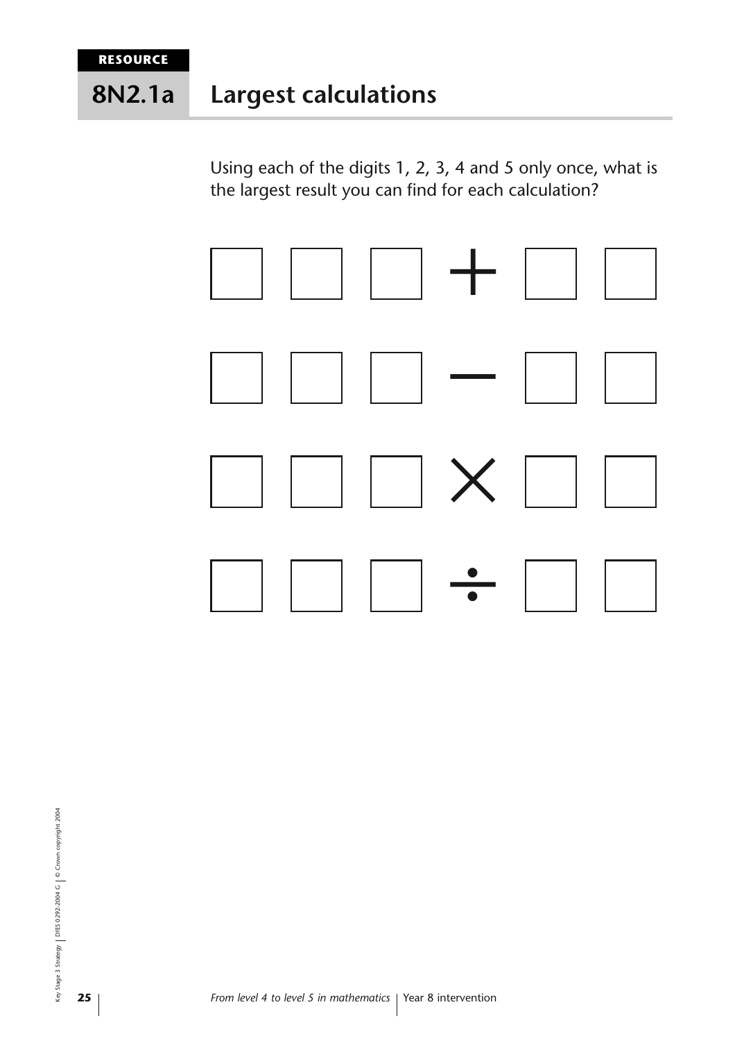RESOURCE

# 8N2.1a Largest calculations

Using each of the digits 1, 2, 3, 4 and 5 only once, what is the largest result you can find for each calculation?

☐ ☐ ☐ + ☐ ☐

☐ ☐ ☐ − ☐ ☐

☐ ☐ ☐ × ☐ ☐

☐ ☐ ☐ ÷ ☐ ☐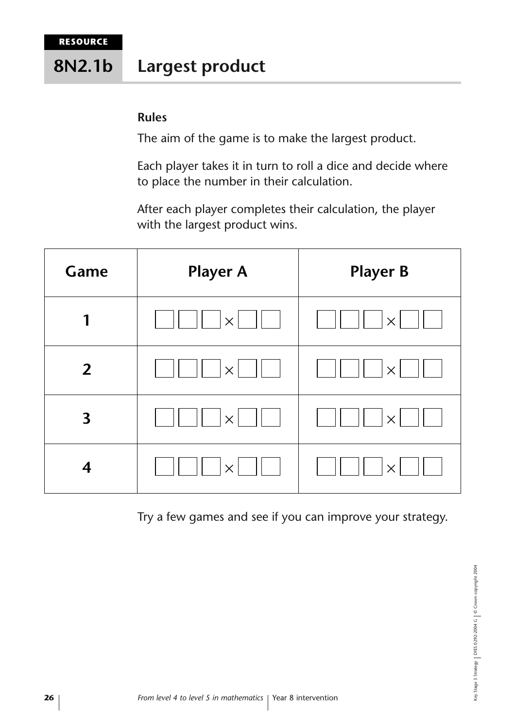**RESOURCE**

# 8N2.1b Largest product

**Rules**

The aim of the game is to make the largest product.

Each player takes it in turn to roll a dice and decide where to place the number in their calculation.

After each player completes their calculation, the player with the largest product wins.

| Game | Player A | Player B |
|---|---|---|
| **1** | ☐☐☐ × ☐☐ | ☐☐☐ × ☐☐ |
| **2** | ☐☐☐ × ☐☐ | ☐☐☐ × ☐☐ |
| **3** | ☐☐☐ × ☐☐ | ☐☐☐ × ☐☐ |
| **4** | ☐☐☐ × ☐☐ | ☐☐☐ × ☐☐ |

Try a few games and see if you can improve your strategy.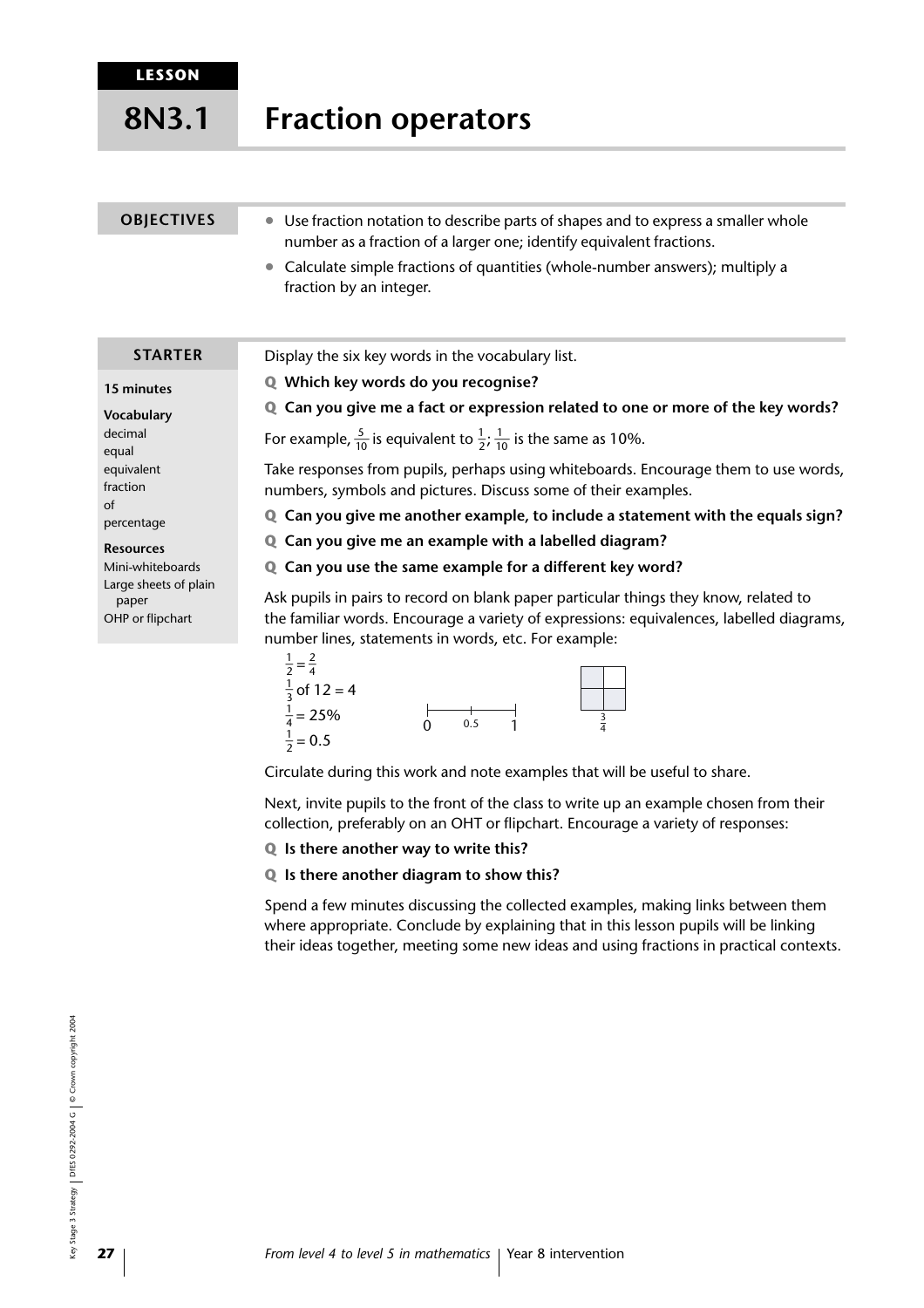LESSON

# 8N3.1 Fraction operators

## OBJECTIVES

- Use fraction notation to describe parts of shapes and to express a smaller whole number as a fraction of a larger one; identify equivalent fractions.
- Calculate simple fractions of quantities (whole-number answers); multiply a fraction by an integer.

## STARTER

**15 minutes**

**Vocabulary**
decimal
equal
equivalent
fraction
of
percentage

**Resources**
Mini-whiteboards
Large sheets of plain paper
OHP or flipchart

Display the six key words in the vocabulary list.

**Q Which key words do you recognise?**

**Q Can you give me a fact or expression related to one or more of the key words?**

For example, $\frac{5}{10}$ is equivalent to $\frac{1}{2}$; $\frac{1}{10}$ is the same as 10%.

Take responses from pupils, perhaps using whiteboards. Encourage them to use words, numbers, symbols and pictures. Discuss some of their examples.

**Q Can you give me another example, to include a statement with the equals sign?**

**Q Can you give me an example with a labelled diagram?**

**Q Can you use the same example for a different key word?**

Ask pupils in pairs to record on blank paper particular things they know, related to the familiar words. Encourage a variety of expressions: equivalences, labelled diagrams, number lines, statements in words, etc. For example:

$\frac{1}{2} = \frac{2}{4}$
$\frac{1}{3}$ of 12 = 4
$\frac{1}{4}$ = 25%
$\frac{1}{2}$ = 0.5

0 0.5 1

$\frac{3}{4}$

Circulate during this work and note examples that will be useful to share.

Next, invite pupils to the front of the class to write up an example chosen from their collection, preferably on an OHT or flipchart. Encourage a variety of responses:

**Q Is there another way to write this?**

**Q Is there another diagram to show this?**

Spend a few minutes discussing the collected examples, making links between them where appropriate. Conclude by explaining that in this lesson pupils will be linking their ideas together, meeting some new ideas and using fractions in practical contexts.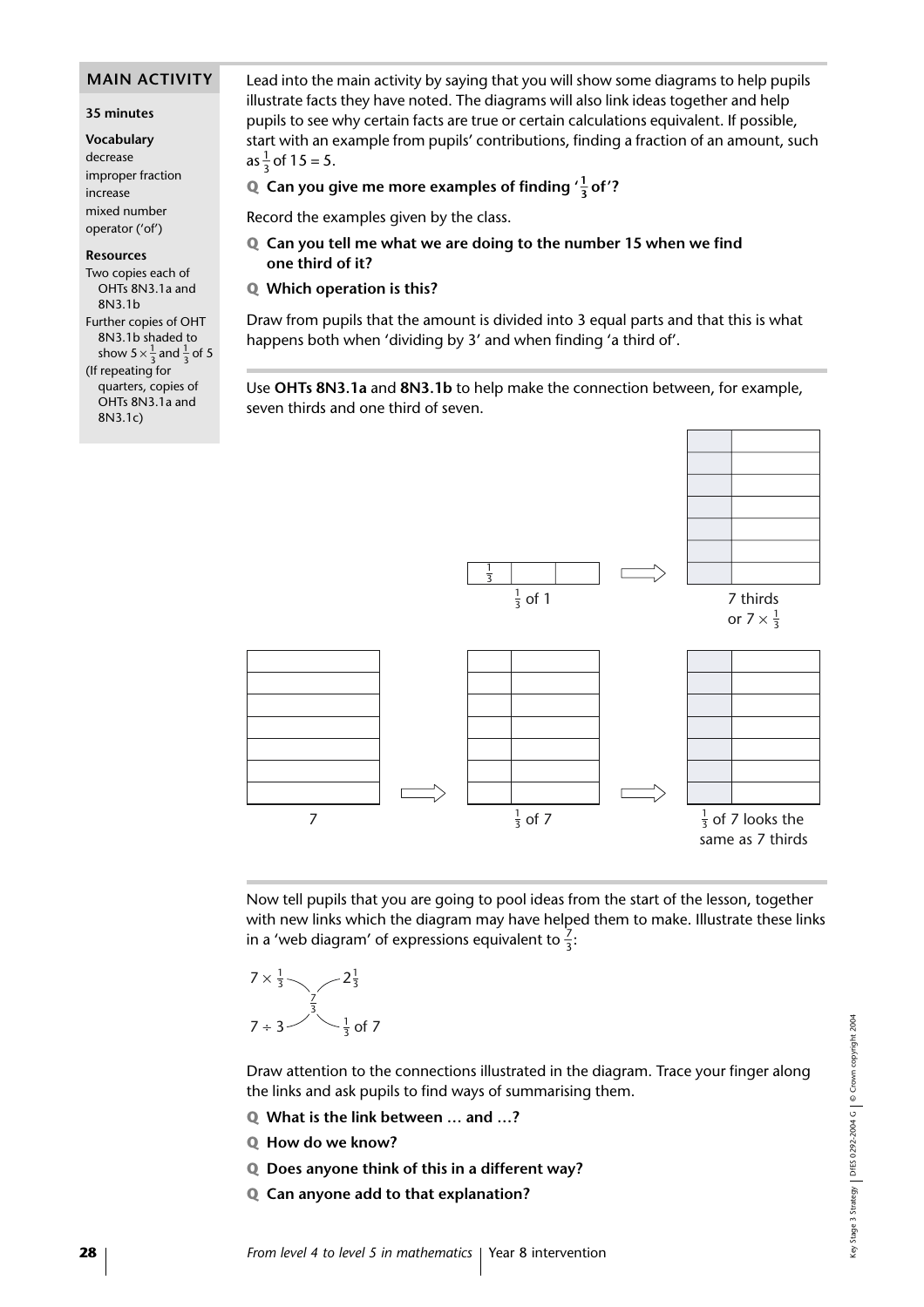## MAIN ACTIVITY

**35 minutes**

**Vocabulary**

decrease
improper fraction
increase
mixed number
operator ('of')

**Resources**

Two copies each of OHTs 8N3.1a and 8N3.1b
Further copies of OHT 8N3.1b shaded to show $5 \times \frac{1}{3}$ and $\frac{1}{3}$ of 5
(If repeating for quarters, copies of OHTs 8N3.1a and 8N3.1c)

Lead into the main activity by saying that you will show some diagrams to help pupils illustrate facts they have noted. The diagrams will also link ideas together and help pupils to see why certain facts are true or certain calculations equivalent. If possible, start with an example from pupils' contributions, finding a fraction of an amount, such as $\frac{1}{3}$ of 15 = 5.

**Q Can you give me more examples of finding '$\frac{1}{3}$ of'?**

Record the examples given by the class.

**Q Can you tell me what we are doing to the number 15 when we find one third of it?**

**Q Which operation is this?**

Draw from pupils that the amount is divided into 3 equal parts and that this is what happens both when 'dividing by 3' and when finding 'a third of'.

Use **OHTs 8N3.1a** and **8N3.1b** to help make the connection between, for example, seven thirds and one third of seven.

$\frac{1}{3}$ of 1 ⇨ 7 thirds or $7 \times \frac{1}{3}$

7 ⇨ $\frac{1}{3}$ of 7 ⇨ $\frac{1}{3}$ of 7 looks the same as 7 thirds

Now tell pupils that you are going to pool ideas from the start of the lesson, together with new links which the diagram may have helped them to make. Illustrate these links in a 'web diagram' of expressions equivalent to $\frac{7}{3}$:

$7 \times \frac{1}{3}$ — $\frac{7}{3}$ — $2\frac{1}{3}$

$7 \div 3$ — $\frac{7}{3}$ — $\frac{1}{3}$ of 7

Draw attention to the connections illustrated in the diagram. Trace your finger along the links and ask pupils to find ways of summarising them.

**Q What is the link between … and …?**

**Q How do we know?**

**Q Does anyone think of this in a different way?**

**Q Can anyone add to that explanation?**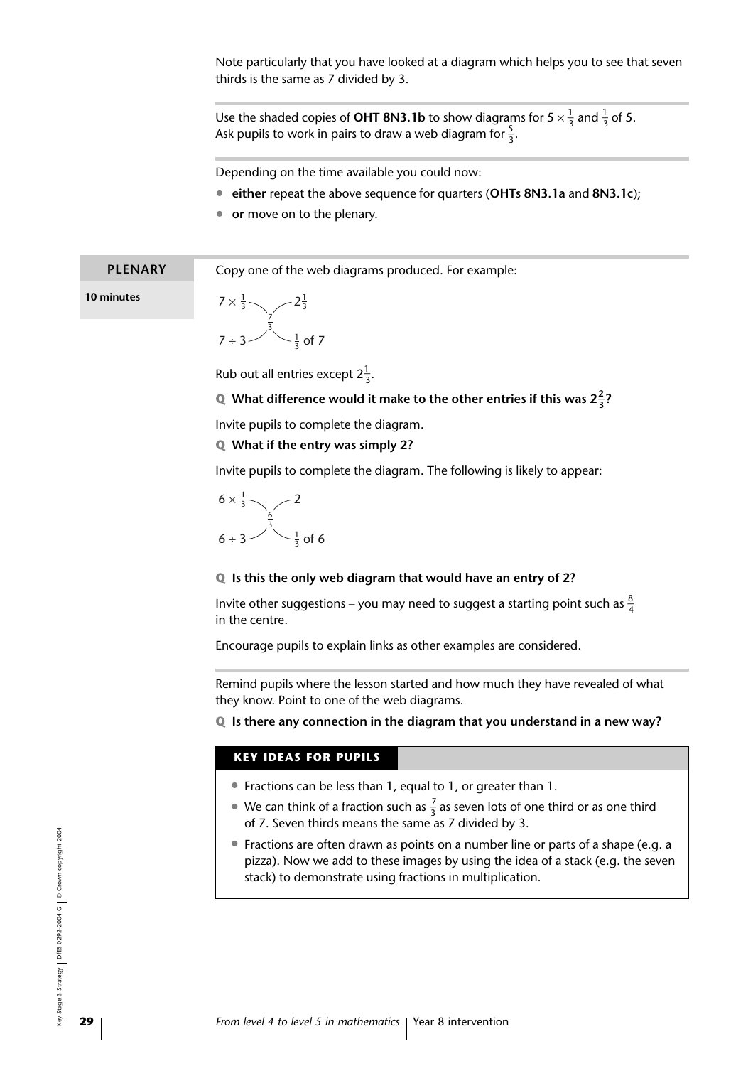Note particularly that you have looked at a diagram which helps you to see that seven thirds is the same as 7 divided by 3.

Use the shaded copies of **OHT 8N3.1b** to show diagrams for $5 \times \frac{1}{3}$ and $\frac{1}{3}$ of 5. Ask pupils to work in pairs to draw a web diagram for $\frac{5}{3}$.

Depending on the time available you could now:

- **either** repeat the above sequence for quarters (**OHTs 8N3.1a** and **8N3.1c**);
- **or** move on to the plenary.

## PLENARY

**10 minutes**

Copy one of the web diagrams produced. For example:

$7 \times \frac{1}{3}$ — $\frac{7}{3}$ — $2\frac{1}{3}$

$7 \div 3$ — $\frac{7}{3}$ — $\frac{1}{3}$ of 7

Rub out all entries except $2\frac{1}{3}$.

**Q What difference would it make to the other entries if this was $2\frac{2}{3}$?**

Invite pupils to complete the diagram.

**Q What if the entry was simply 2?**

Invite pupils to complete the diagram. The following is likely to appear:

$6 \times \frac{1}{3}$ — $\frac{6}{3}$ — $2$

$6 \div 3$ — $\frac{6}{3}$ — $\frac{1}{3}$ of 6

**Q Is this the only web diagram that would have an entry of 2?**

Invite other suggestions – you may need to suggest a starting point such as $\frac{8}{4}$ in the centre.

Encourage pupils to explain links as other examples are considered.

Remind pupils where the lesson started and how much they have revealed of what they know. Point to one of the web diagrams.

**Q Is there any connection in the diagram that you understand in a new way?**

### KEY IDEAS FOR PUPILS

- Fractions can be less than 1, equal to 1, or greater than 1.
- We can think of a fraction such as $\frac{7}{3}$ as seven lots of one third or as one third of 7. Seven thirds means the same as 7 divided by 3.
- Fractions are often drawn as points on a number line or parts of a shape (e.g. a pizza). Now we add to these images by using the idea of a stack (e.g. the seven stack) to demonstrate using fractions in multiplication.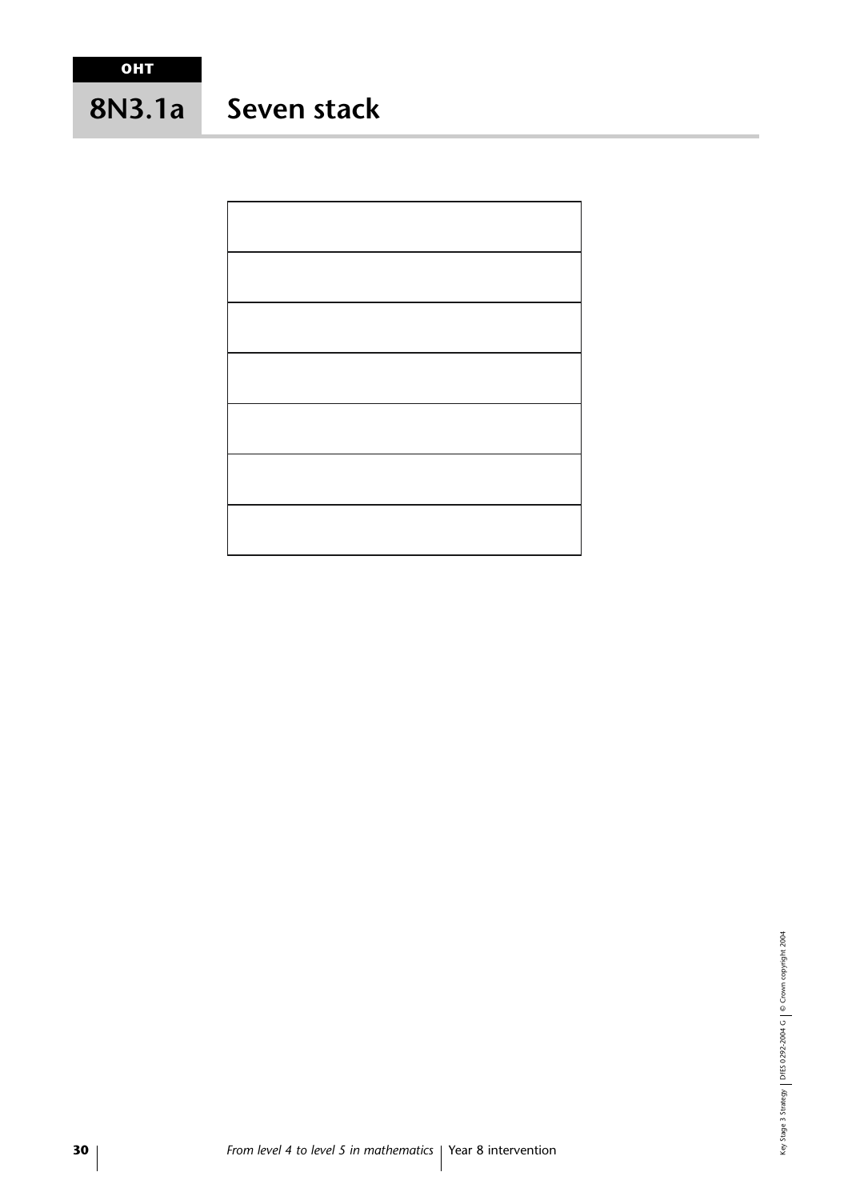OHT

# 8N3.1a Seven stack

| |
|---|
| |
| |
| |
| |
| |
| |
| |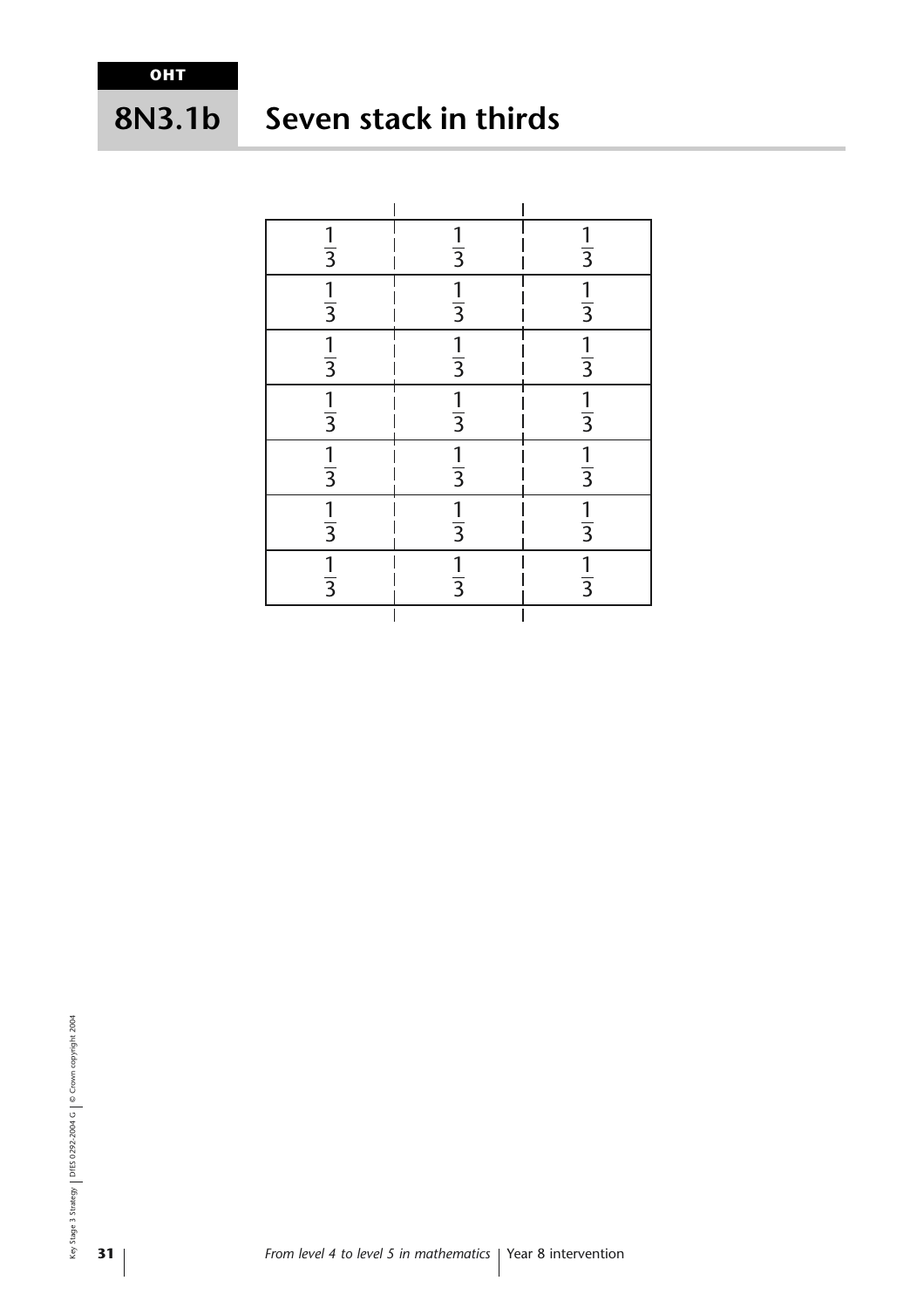OHT

# 8N3.1b Seven stack in thirds

| | | |
|---|---|---|
| $\frac{1}{3}$ | $\frac{1}{3}$ | $\frac{1}{3}$ |
| $\frac{1}{3}$ | $\frac{1}{3}$ | $\frac{1}{3}$ |
| $\frac{1}{3}$ | $\frac{1}{3}$ | $\frac{1}{3}$ |
| $\frac{1}{3}$ | $\frac{1}{3}$ | $\frac{1}{3}$ |
| $\frac{1}{3}$ | $\frac{1}{3}$ | $\frac{1}{3}$ |
| $\frac{1}{3}$ | $\frac{1}{3}$ | $\frac{1}{3}$ |
| $\frac{1}{3}$ | $\frac{1}{3}$ | $\frac{1}{3}$ |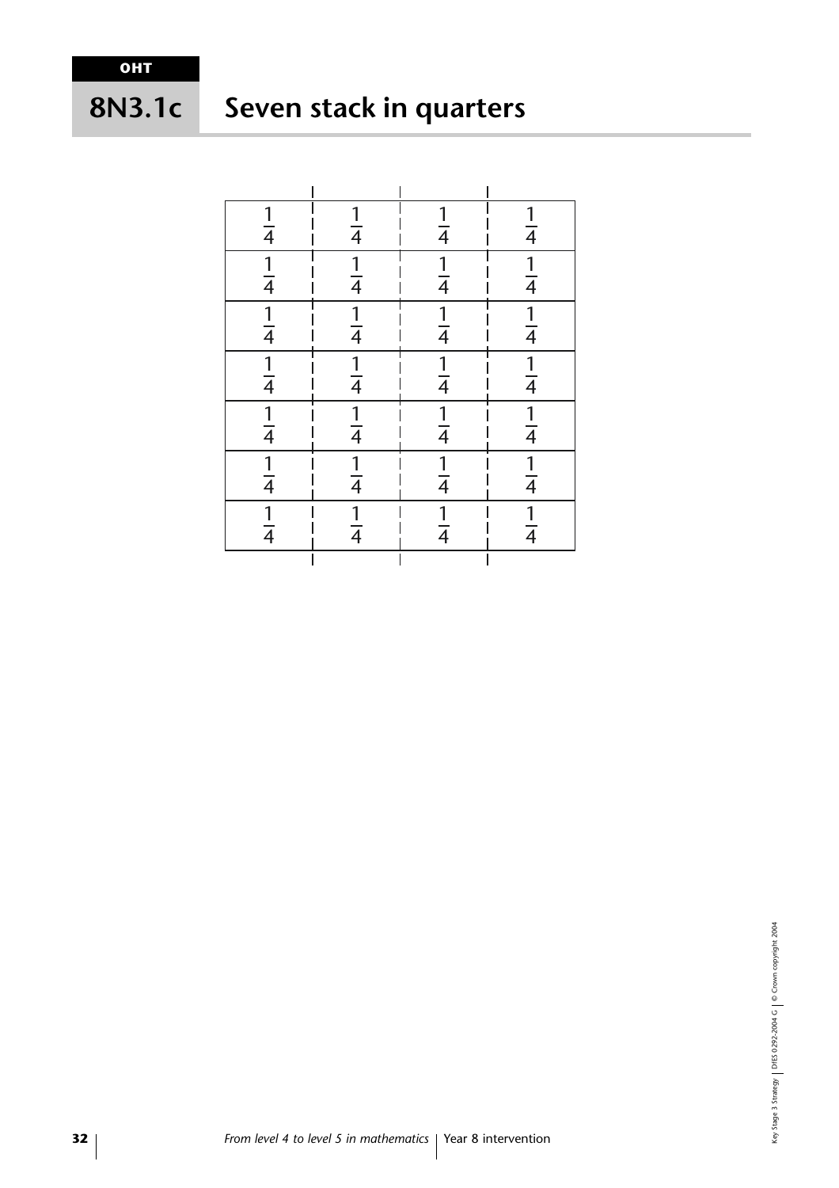OHT

# 8N3.1c Seven stack in quarters

| | | | |
|---|---|---|---|
| $\frac{1}{4}$ | $\frac{1}{4}$ | $\frac{1}{4}$ | $\frac{1}{4}$ |
| $\frac{1}{4}$ | $\frac{1}{4}$ | $\frac{1}{4}$ | $\frac{1}{4}$ |
| $\frac{1}{4}$ | $\frac{1}{4}$ | $\frac{1}{4}$ | $\frac{1}{4}$ |
| $\frac{1}{4}$ | $\frac{1}{4}$ | $\frac{1}{4}$ | $\frac{1}{4}$ |
| $\frac{1}{4}$ | $\frac{1}{4}$ | $\frac{1}{4}$ | $\frac{1}{4}$ |
| $\frac{1}{4}$ | $\frac{1}{4}$ | $\frac{1}{4}$ | $\frac{1}{4}$ |
| $\frac{1}{4}$ | $\frac{1}{4}$ | $\frac{1}{4}$ | $\frac{1}{4}$ |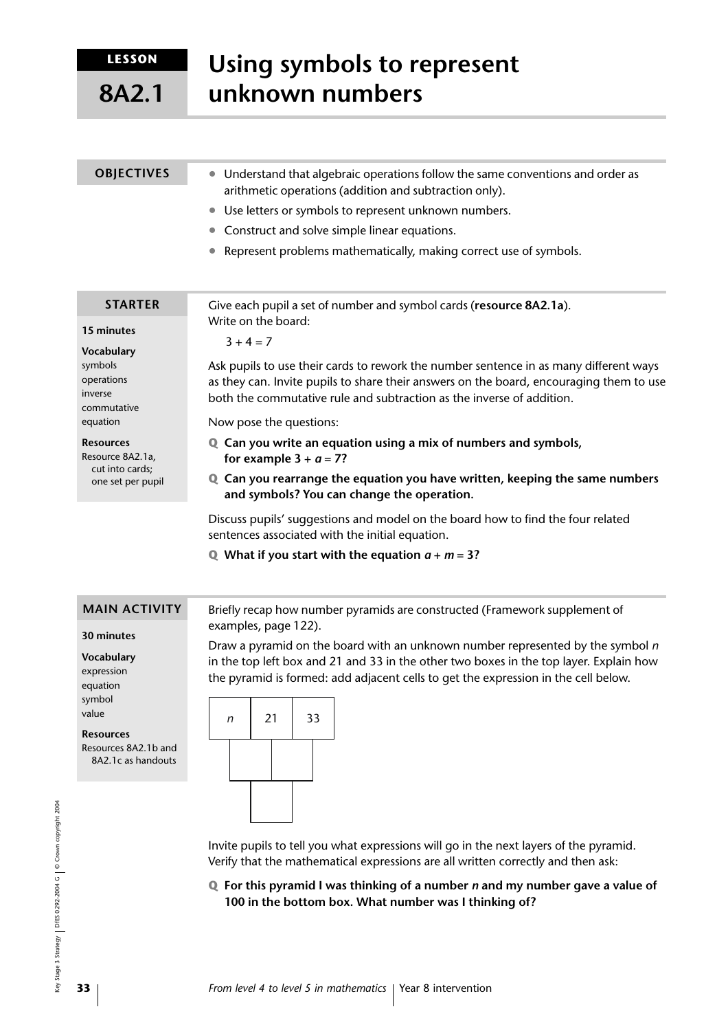# LESSON 8A2.1 Using symbols to represent unknown numbers

## OBJECTIVES

- Understand that algebraic operations follow the same conventions and order as arithmetic operations (addition and subtraction only).
- Use letters or symbols to represent unknown numbers.
- Construct and solve simple linear equations.
- Represent problems mathematically, making correct use of symbols.

## STARTER

**15 minutes**

**Vocabulary**
symbols
operations
inverse
commutative
equation

**Resources**
Resource 8A2.1a, cut into cards; one set per pupil

Give each pupil a set of number and symbol cards (**resource 8A2.1a**). Write on the board:

$3 + 4 = 7$

Ask pupils to use their cards to rework the number sentence in as many different ways as they can. Invite pupils to share their answers on the board, encouraging them to use both the commutative rule and subtraction as the inverse of addition.

Now pose the questions:

**Q Can you write an equation using a mix of numbers and symbols, for example $3 + a = 7$?**

**Q Can you rearrange the equation you have written, keeping the same numbers and symbols? You can change the operation.**

Discuss pupils' suggestions and model on the board how to find the four related sentences associated with the initial equation.

**Q What if you start with the equation $a + m = 3$?**

## MAIN ACTIVITY

**30 minutes**

**Vocabulary**
expression
equation
symbol
value

**Resources**
Resources 8A2.1b and 8A2.1c as handouts

Briefly recap how number pyramids are constructed (Framework supplement of examples, page 122).

Draw a pyramid on the board with an unknown number represented by the symbol $n$ in the top left box and 21 and 33 in the other two boxes in the top layer. Explain how the pyramid is formed: add adjacent cells to get the expression in the cell below.

| $n$ | 21 | 33 |
|---|---|---|
| | | |
| | | |

Invite pupils to tell you what expressions will go in the next layers of the pyramid. Verify that the mathematical expressions are all written correctly and then ask:

**Q For this pyramid I was thinking of a number $n$ and my number gave a value of 100 in the bottom box. What number was I thinking of?**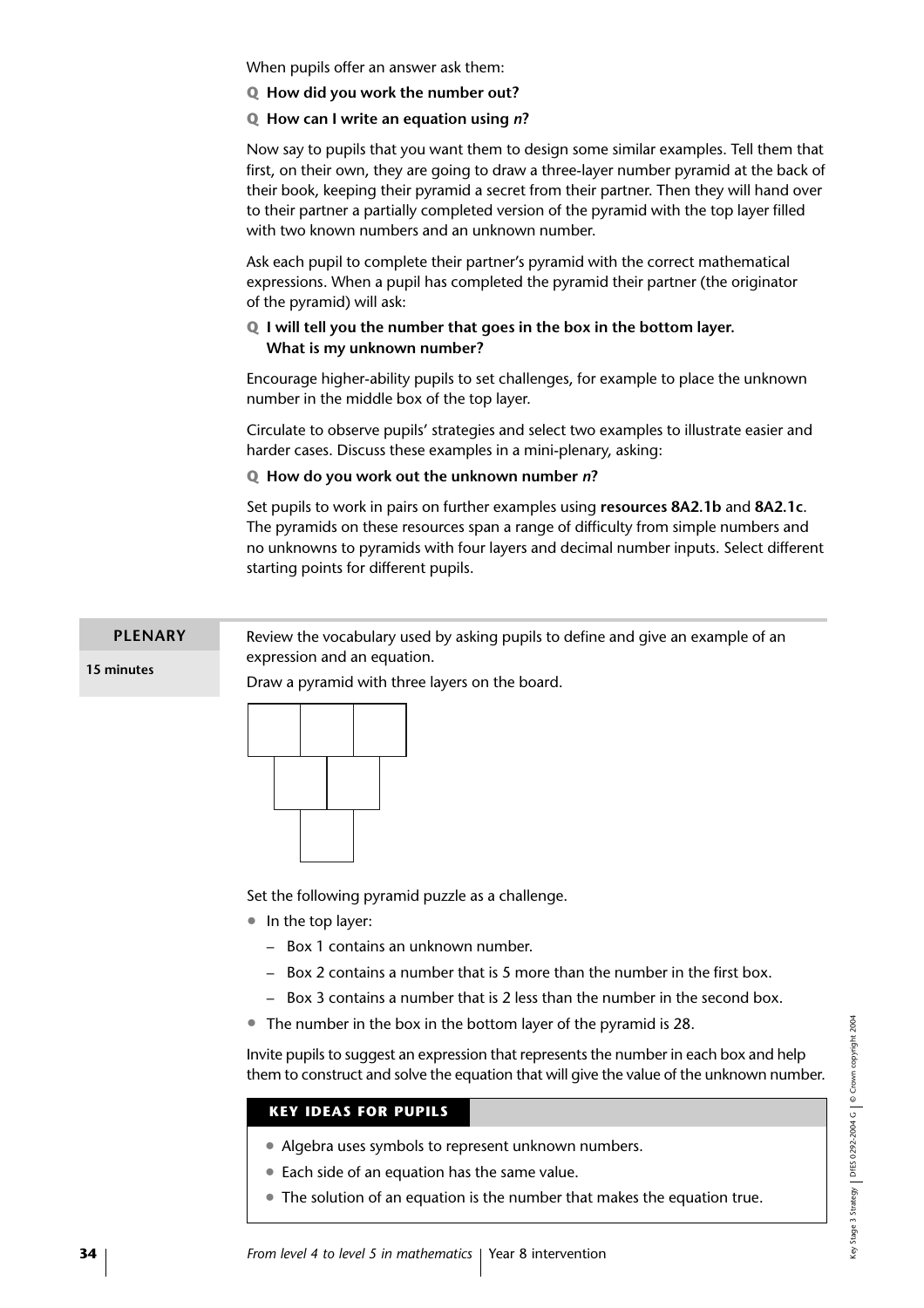When pupils offer an answer ask them:

**Q How did you work the number out?**

**Q How can I write an equation using *n*?**

Now say to pupils that you want them to design some similar examples. Tell them that first, on their own, they are going to draw a three-layer number pyramid at the back of their book, keeping their pyramid a secret from their partner. Then they will hand over to their partner a partially completed version of the pyramid with the top layer filled with two known numbers and an unknown number.

Ask each pupil to complete their partner's pyramid with the correct mathematical expressions. When a pupil has completed the pyramid their partner (the originator of the pyramid) will ask:

**Q I will tell you the number that goes in the box in the bottom layer. What is my unknown number?**

Encourage higher-ability pupils to set challenges, for example to place the unknown number in the middle box of the top layer.

Circulate to observe pupils' strategies and select two examples to illustrate easier and harder cases. Discuss these examples in a mini-plenary, asking:

**Q How do you work out the unknown number *n*?**

Set pupils to work in pairs on further examples using **resources 8A2.1b** and **8A2.1c**. The pyramids on these resources span a range of difficulty from simple numbers and no unknowns to pyramids with four layers and decimal number inputs. Select different starting points for different pupils.

## PLENARY

**15 minutes**

Review the vocabulary used by asking pupils to define and give an example of an expression and an equation.

Draw a pyramid with three layers on the board.

Set the following pyramid puzzle as a challenge.

- In the top layer:
  - Box 1 contains an unknown number.
  - Box 2 contains a number that is 5 more than the number in the first box.
  - Box 3 contains a number that is 2 less than the number in the second box.
- The number in the box in the bottom layer of the pyramid is 28.

Invite pupils to suggest an expression that represents the number in each box and help them to construct and solve the equation that will give the value of the unknown number.

### KEY IDEAS FOR PUPILS

- Algebra uses symbols to represent unknown numbers.
- Each side of an equation has the same value.
- The solution of an equation is the number that makes the equation true.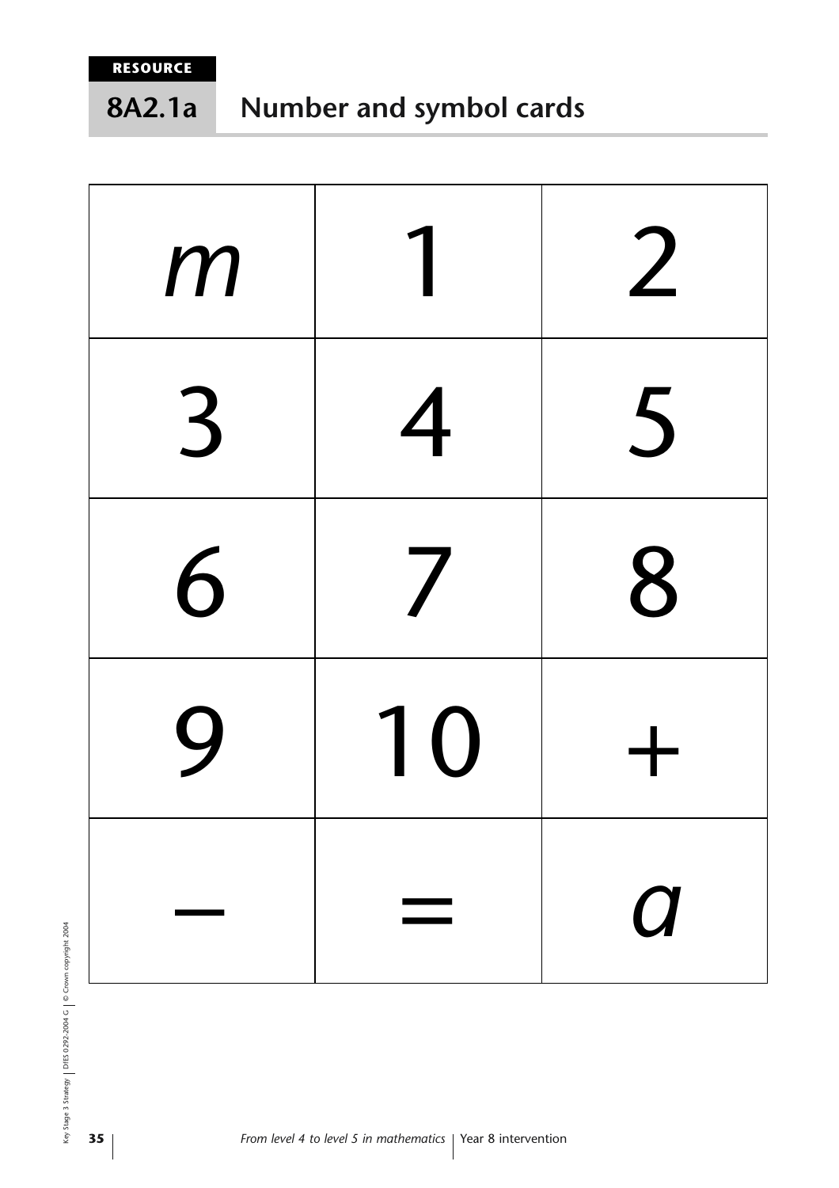**RESOURCE**

## 8A2.1a Number and symbol cards

| | | |
|---|---|---|
| $m$ | 1 | 2 |
| 3 | 4 | 5 |
| 6 | 7 | 8 |
| 9 | 10 | + |
| – | = | $a$ |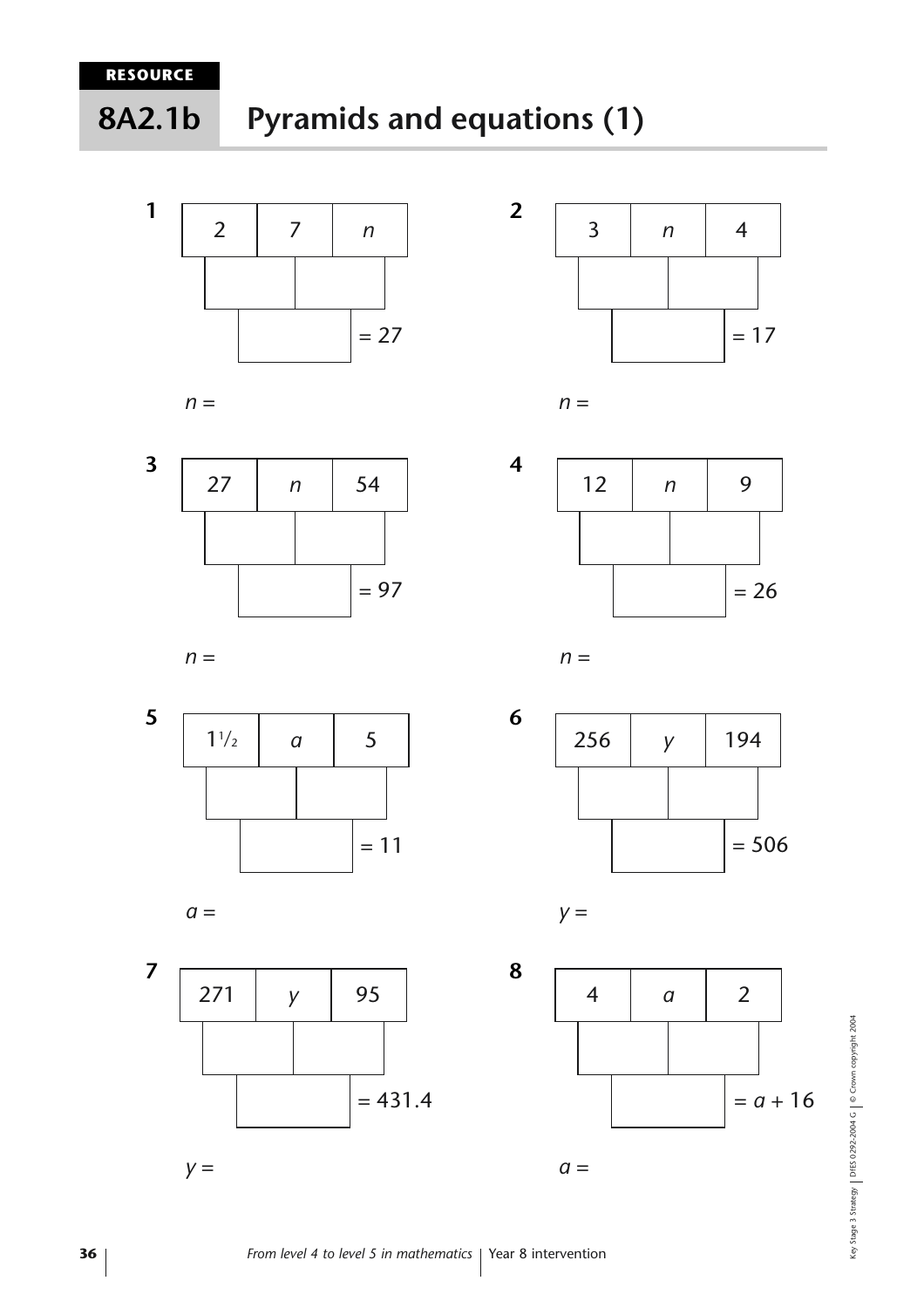**RESOURCE**

# 8A2.1b Pyramids and equations (1)

**1**

| 2 | 7 | $n$ |
|---|---|---|

| | |
|---|---|

| | = 27 |
|---|---|

$n =$

**2**

| 3 | $n$ | 4 |
|---|---|---|

| | |
|---|---|

| | = 17 |
|---|---|

$n =$

**3**

| 27 | $n$ | 54 |
|---|---|---|

| | |
|---|---|

| | = 97 |
|---|---|

$n =$

**4**

| 12 | $n$ | 9 |
|---|---|---|

| | |
|---|---|

| | = 26 |
|---|---|

$n =$

**5**

| $1\frac{1}{2}$ | $a$ | 5 |
|---|---|---|

| | |
|---|---|

| | = 11 |
|---|---|

$a =$

**6**

| 256 | $y$ | 194 |
|---|---|---|

| | |
|---|---|

| | = 506 |
|---|---|

$y =$

**7**

| 271 | $y$ | 95 |
|---|---|---|

| | |
|---|---|

| | = 431.4 |
|---|---|

$y =$

**8**

| 4 | $a$ | 2 |
|---|---|---|

| | |
|---|---|

| | $= a + 16$ |
|---|---|

$a =$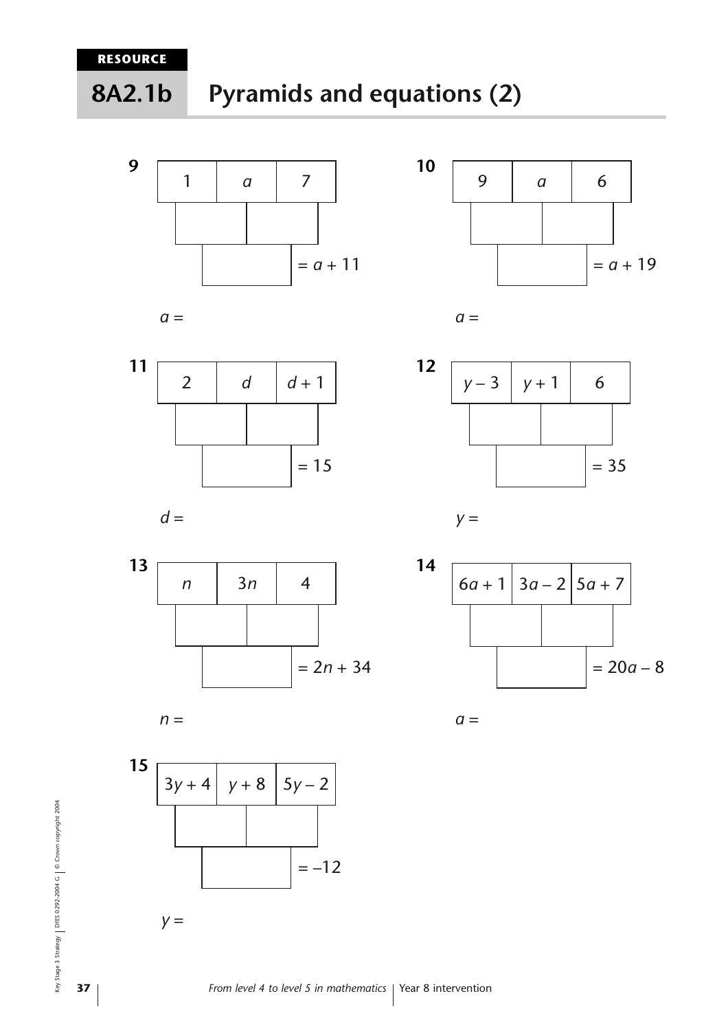**RESOURCE**

# 8A2.1b Pyramids and equations (2)

**9**

| 1 | $a$ | 7 |
|---|---|---|
| | | |
| | $= a + 11$ | |

$a =$

**10**

| 9 | $a$ | 6 |
|---|---|---|
| | | |
| | $= a + 19$ | |

$a =$

**11**

| 2 | $d$ | $d + 1$ |
|---|---|---|
| | | |
| | $= 15$ | |

$d =$

**12**

| $y - 3$ | $y + 1$ | 6 |
|---|---|---|
| | | |
| | $= 35$ | |

$y =$

**13**

| $n$ | $3n$ | 4 |
|---|---|---|
| | | |
| | $= 2n + 34$ | |

$n =$

**14**

| $6a + 1$ | $3a - 2$ | $5a + 7$ |
|---|---|---|
| | | |
| | $= 20a - 8$ | |

$a =$

**15**

| $3y + 4$ | $y + 8$ | $5y - 2$ |
|---|---|---|
| | | |
| | $= -12$ | |

$y =$

*From level 4 to level 5 in mathematics* | Year 8 intervention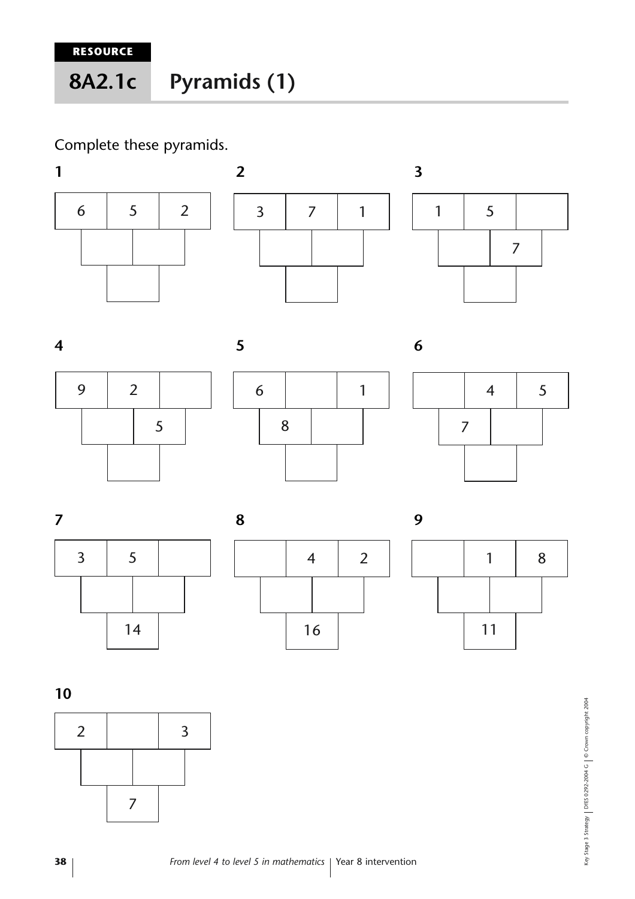RESOURCE

# 8A2.1c Pyramids (1)

Complete these pyramids.

**1**

| 6 | 5 | 2 |
|---|---|---|
| | | |
| | | |

(Row 2: two empty cells; Row 3: one empty cell)

**2**

| 3 | 7 | 1 |
|---|---|---|

(Row 2: two empty cells; Row 3: one empty cell)

**3**

| 1 | 5 | |
|---|---|---|

(Row 2: empty, 7; Row 3: one empty cell)

**4**

| 9 | 2 | |
|---|---|---|

(Row 2: empty, 5; Row 3: one empty cell)

**5**

| 6 | | 1 |
|---|---|---|

(Row 2: 8, empty; Row 3: one empty cell)

**6**

| | 4 | 5 |
|---|---|---|

(Row 2: 7, empty; Row 3: one empty cell)

**7**

| 3 | 5 | |
|---|---|---|

(Row 2: two empty cells; Row 3: 14)

**8**

| | 4 | 2 |
|---|---|---|

(Row 2: two empty cells; Row 3: 16)

**9**

| | 1 | 8 |
|---|---|---|

(Row 2: two empty cells; Row 3: 11)

**10**

| 2 | | 3 |
|---|---|---|

(Row 2: two empty cells; Row 3: 7)

*From level 4 to level 5 in mathematics* | Year 8 intervention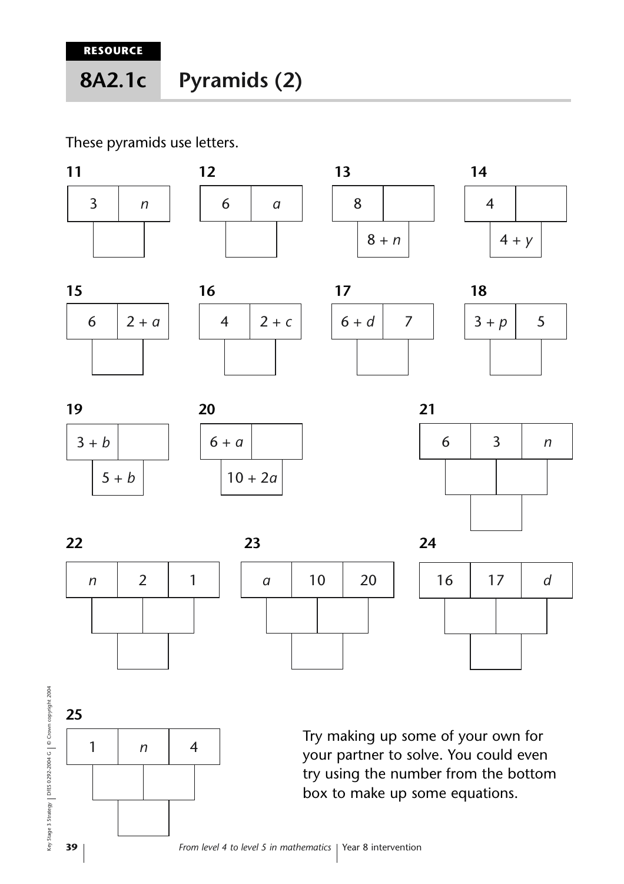RESOURCE

# 8A2.1c Pyramids (2)

These pyramids use letters.

**11**

| 3 | $n$ |
|---|---|
| | |

(bottom: blank)

**12**

| 6 | $a$ |
|---|---|

(bottom: blank)

**13**

| 8 | |
|---|---|

(bottom: $8 + n$)

**14**

| 4 | |
|---|---|

(bottom: $4 + y$)

**15**

| 6 | $2 + a$ |
|---|---|

(bottom: blank)

**16**

| 4 | $2 + c$ |
|---|---|

(bottom: blank)

**17**

| $6 + d$ | 7 |
|---|---|

(bottom: blank)

**18**

| $3 + p$ | 5 |
|---|---|

(bottom: blank)

**19**

| $3 + b$ | |
|---|---|

(bottom: $5 + b$)

**20**

| $6 + a$ | |
|---|---|

(bottom: $10 + 2a$)

**21**

| 6 | 3 | $n$ |
|---|---|---|

(middle row: blank, blank; bottom: blank)

**22**

| $n$ | 2 | 1 |
|---|---|---|

(middle row: blank, blank; bottom: blank)

**23**

| $a$ | 10 | 20 |
|---|---|---|

(middle row: blank, blank; bottom: blank)

**24**

| 16 | 17 | $d$ |
|---|---|---|

(middle row: blank, blank; bottom: blank)

**25**

| 1 | $n$ | 4 |
|---|---|---|

(middle row: blank, blank; bottom: blank)

Try making up some of your own for your partner to solve. You could even try using the number from the bottom box to make up some equations.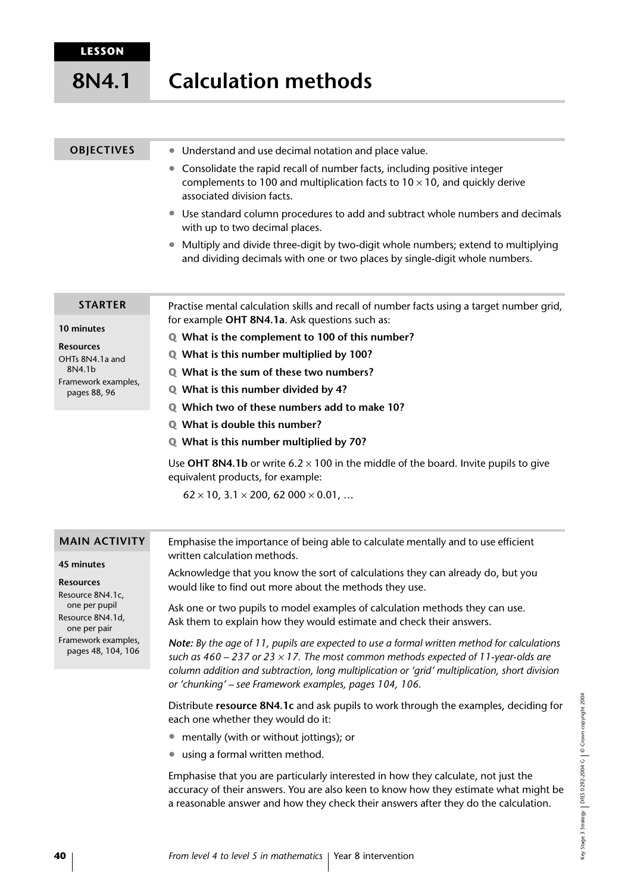**LESSON**

# 8N4.1 Calculation methods

## OBJECTIVES

- Understand and use decimal notation and place value.
- Consolidate the rapid recall of number facts, including positive integer complements to 100 and multiplication facts to $10 \times 10$, and quickly derive associated division facts.
- Use standard column procedures to add and subtract whole numbers and decimals with up to two decimal places.
- Multiply and divide three-digit by two-digit whole numbers; extend to multiplying and dividing decimals with one or two places by single-digit whole numbers.

## STARTER

**10 minutes**

**Resources**
OHTs 8N4.1a and 8N4.1b
Framework examples, pages 88, 96

Practise mental calculation skills and recall of number facts using a target number grid, for example **OHT 8N4.1a**. Ask questions such as:

**Q What is the complement to 100 of this number?**

**Q What is this number multiplied by 100?**

**Q What is the sum of these two numbers?**

**Q What is this number divided by 4?**

**Q Which two of these numbers add to make 10?**

**Q What is double this number?**

**Q What is this number multiplied by 70?**

Use **OHT 8N4.1b** or write $6.2 \times 100$ in the middle of the board. Invite pupils to give equivalent products, for example:

$62 \times 10$, $3.1 \times 200$, $62\,000 \times 0.01$, …

## MAIN ACTIVITY

**45 minutes**

**Resources**
Resource 8N4.1c, one per pupil
Resource 8N4.1d, one per pair
Framework examples, pages 48, 104, 106

Emphasise the importance of being able to calculate mentally and to use efficient written calculation methods.

Acknowledge that you know the sort of calculations they can already do, but you would like to find out more about the methods they use.

Ask one or two pupils to model examples of calculation methods they can use. Ask them to explain how they would estimate and check their answers.

***Note:*** *By the age of 11, pupils are expected to use a formal written method for calculations such as 460 – 237 or 23 × 17. The most common methods expected of 11-year-olds are column addition and subtraction, long multiplication or 'grid' multiplication, short division or 'chunking' – see Framework examples, pages 104, 106.*

Distribute **resource 8N4.1c** and ask pupils to work through the examples, deciding for each one whether they would do it:

- mentally (with or without jottings); or
- using a formal written method.

Emphasise that you are particularly interested in how they calculate, not just the accuracy of their answers. You are also keen to know how they estimate what might be a reasonable answer and how they check their answers after they do the calculation.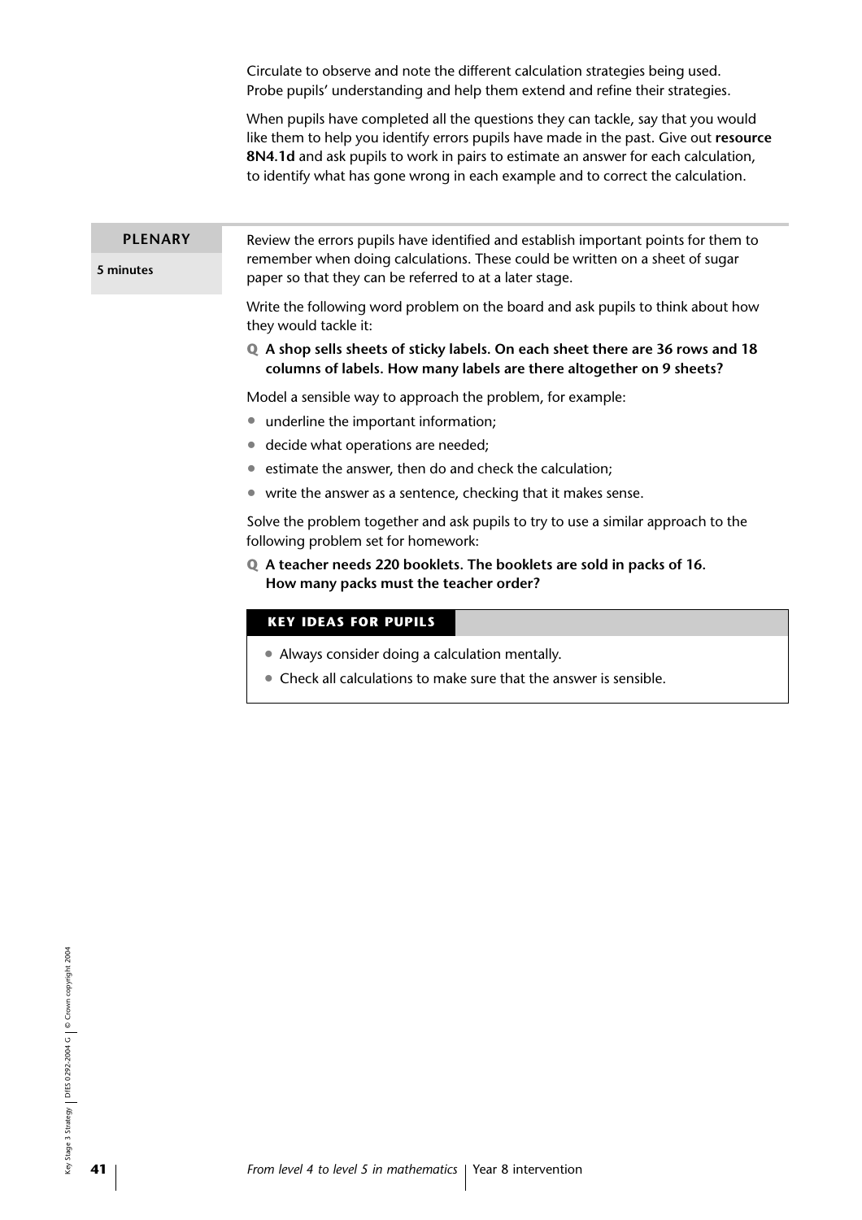Circulate to observe and note the different calculation strategies being used. Probe pupils' understanding and help them extend and refine their strategies.

When pupils have completed all the questions they can tackle, say that you would like them to help you identify errors pupils have made in the past. Give out **resource 8N4.1d** and ask pupils to work in pairs to estimate an answer for each calculation, to identify what has gone wrong in each example and to correct the calculation.

## PLENARY

**5 minutes**

Review the errors pupils have identified and establish important points for them to remember when doing calculations. These could be written on a sheet of sugar paper so that they can be referred to at a later stage.

Write the following word problem on the board and ask pupils to think about how they would tackle it:

**Q A shop sells sheets of sticky labels. On each sheet there are 36 rows and 18 columns of labels. How many labels are there altogether on 9 sheets?**

Model a sensible way to approach the problem, for example:

- underline the important information;
- decide what operations are needed;
- estimate the answer, then do and check the calculation;
- write the answer as a sentence, checking that it makes sense.

Solve the problem together and ask pupils to try to use a similar approach to the following problem set for homework:

**Q A teacher needs 220 booklets. The booklets are sold in packs of 16. How many packs must the teacher order?**

### KEY IDEAS FOR PUPILS

- Always consider doing a calculation mentally.
- Check all calculations to make sure that the answer is sensible.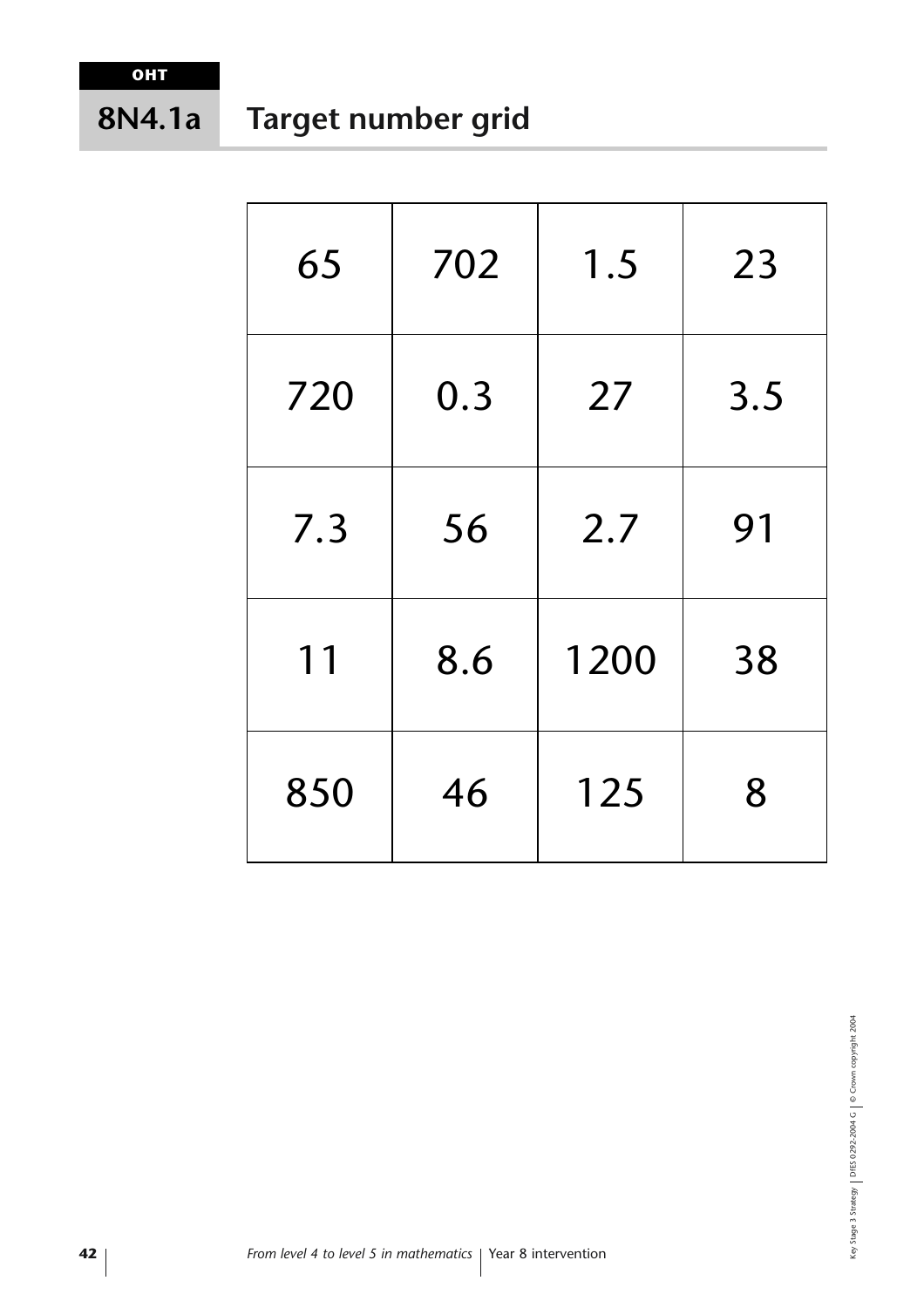OHT

# 8N4.1a Target number grid

| | | | |
|---|---|---|---|
| 65 | 702 | 1.5 | 23 |
| 720 | 0.3 | 27 | 3.5 |
| 7.3 | 56 | 2.7 | 91 |
| 11 | 8.6 | 1200 | 38 |
| 850 | 46 | 125 | 8 |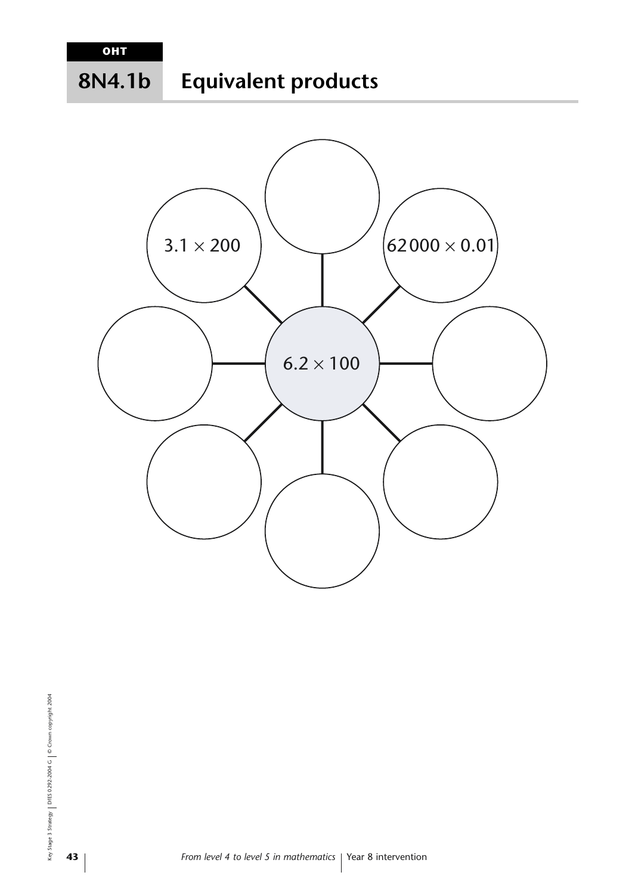OHT

# 8N4.1b Equivalent products

$3.1 \times 200$

$62\,000 \times 0.01$

$6.2 \times 100$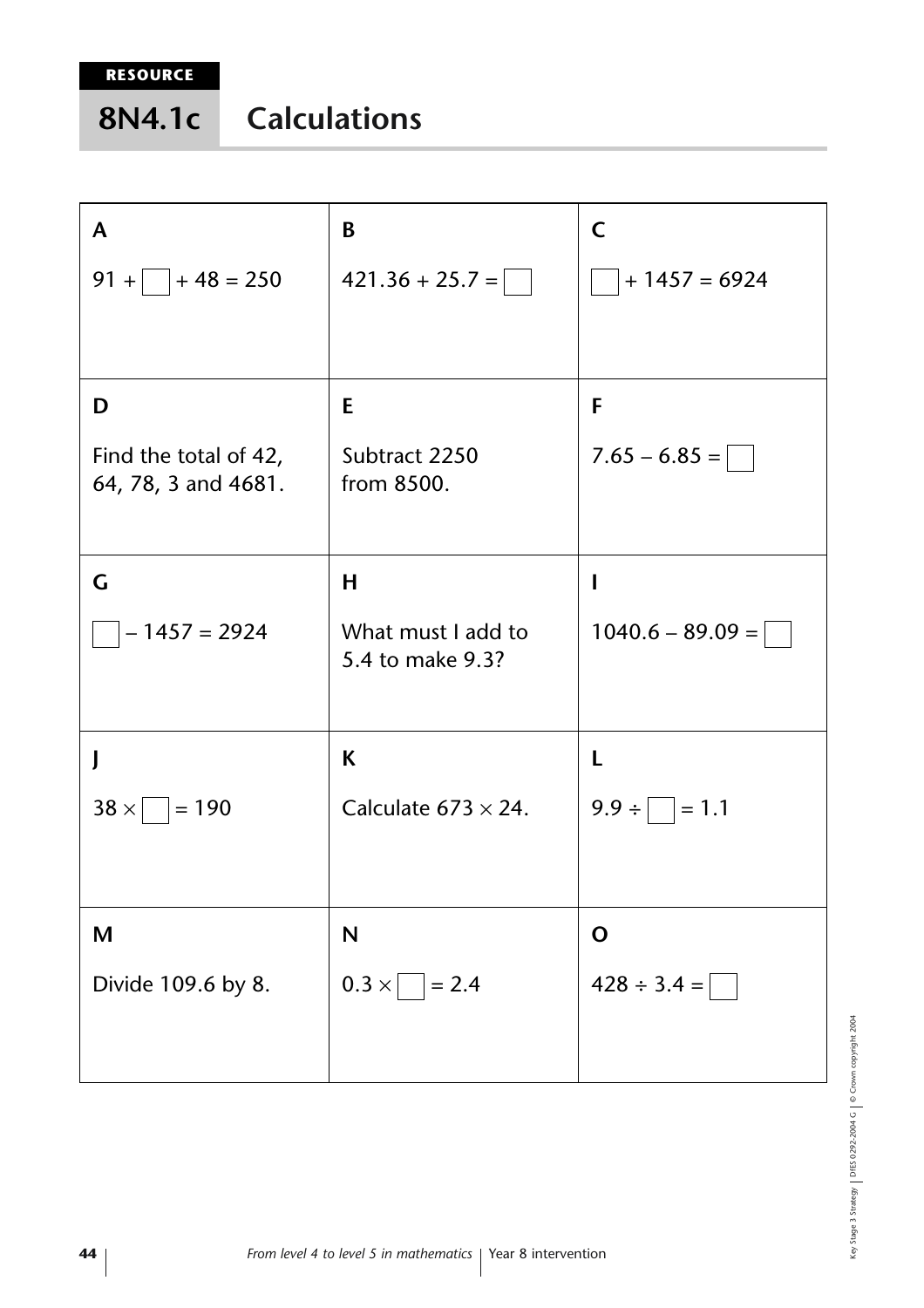RESOURCE

# 8N4.1c Calculations

| A | B | C |
|---|---|---|
| $91 + \square + 48 = 250$ | $421.36 + 25.7 = \square$ | $\square + 1457 = 6924$ |
| **D** | **E** | **F** |
| Find the total of 42, 64, 78, 3 and 4681. | Subtract 2250 from 8500. | $7.65 - 6.85 = \square$ |
| **G** | **H** | **I** |
| $\square - 1457 = 2924$ | What must I add to 5.4 to make 9.3? | $1040.6 - 89.09 = \square$ |
| **J** | **K** | **L** |
| $38 \times \square = 190$ | Calculate $673 \times 24$. | $9.9 \div \square = 1.1$ |
| **M** | **N** | **O** |
| Divide 109.6 by 8. | $0.3 \times \square = 2.4$ | $428 \div 3.4 = \square$ |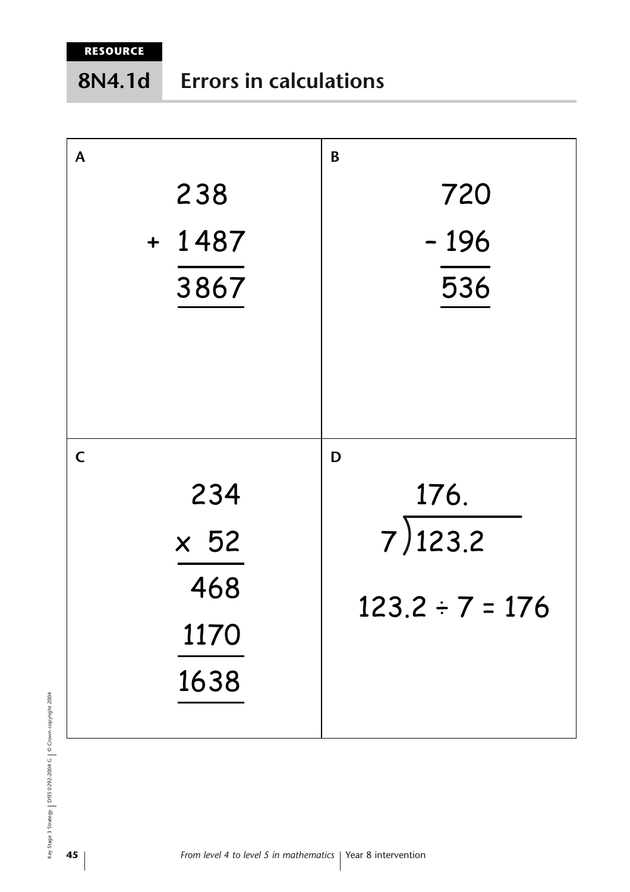**RESOURCE**

# 8N4.1d Errors in calculations

**A**

```
   238
+ 1487
  3867
```

**B**

```
  720
- 196
  536
```

**C**

```
   234
x   52
   468
  1170
  1638
```

**D**

```
   176.
7 )123.2
```

$123.2 \div 7 = 176$

*From level 4 to level 5 in mathematics* | Year 8 intervention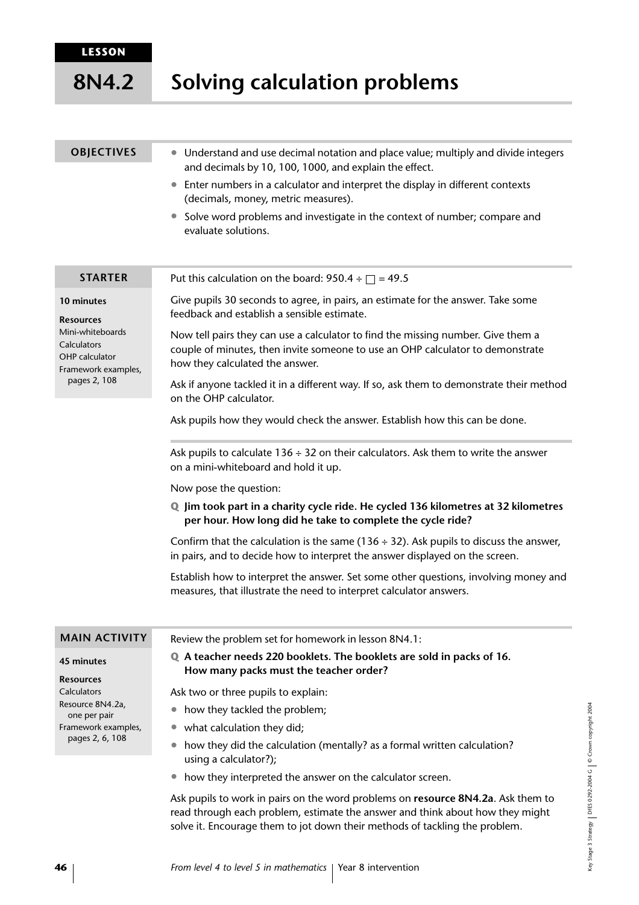# LESSON 8N4.2 Solving calculation problems

## OBJECTIVES

- Understand and use decimal notation and place value; multiply and divide integers and decimals by 10, 100, 1000, and explain the effect.
- Enter numbers in a calculator and interpret the display in different contexts (decimals, money, metric measures).
- Solve word problems and investigate in the context of number; compare and evaluate solutions.

## STARTER

**10 minutes**

**Resources**
Mini-whiteboards
Calculators
OHP calculator
Framework examples, pages 2, 108

Put this calculation on the board: 950.4 ÷ □ = 49.5

Give pupils 30 seconds to agree, in pairs, an estimate for the answer. Take some feedback and establish a sensible estimate.

Now tell pairs they can use a calculator to find the missing number. Give them a couple of minutes, then invite someone to use an OHP calculator to demonstrate how they calculated the answer.

Ask if anyone tackled it in a different way. If so, ask them to demonstrate their method on the OHP calculator.

Ask pupils how they would check the answer. Establish how this can be done.

---

Ask pupils to calculate 136 ÷ 32 on their calculators. Ask them to write the answer on a mini-whiteboard and hold it up.

Now pose the question:

**Q Jim took part in a charity cycle ride. He cycled 136 kilometres at 32 kilometres per hour. How long did he take to complete the cycle ride?**

Confirm that the calculation is the same (136 ÷ 32). Ask pupils to discuss the answer, in pairs, and to decide how to interpret the answer displayed on the screen.

Establish how to interpret the answer. Set some other questions, involving money and measures, that illustrate the need to interpret calculator answers.

## MAIN ACTIVITY

**45 minutes**

**Resources**
Calculators
Resource 8N4.2a, one per pair
Framework examples, pages 2, 6, 108

Review the problem set for homework in lesson 8N4.1:

**Q A teacher needs 220 booklets. The booklets are sold in packs of 16. How many packs must the teacher order?**

Ask two or three pupils to explain:

- how they tackled the problem;
- what calculation they did;
- how they did the calculation (mentally? as a formal written calculation? using a calculator?);
- how they interpreted the answer on the calculator screen.

Ask pupils to work in pairs on the word problems on **resource 8N4.2a**. Ask them to read through each problem, estimate the answer and think about how they might solve it. Encourage them to jot down their methods of tackling the problem.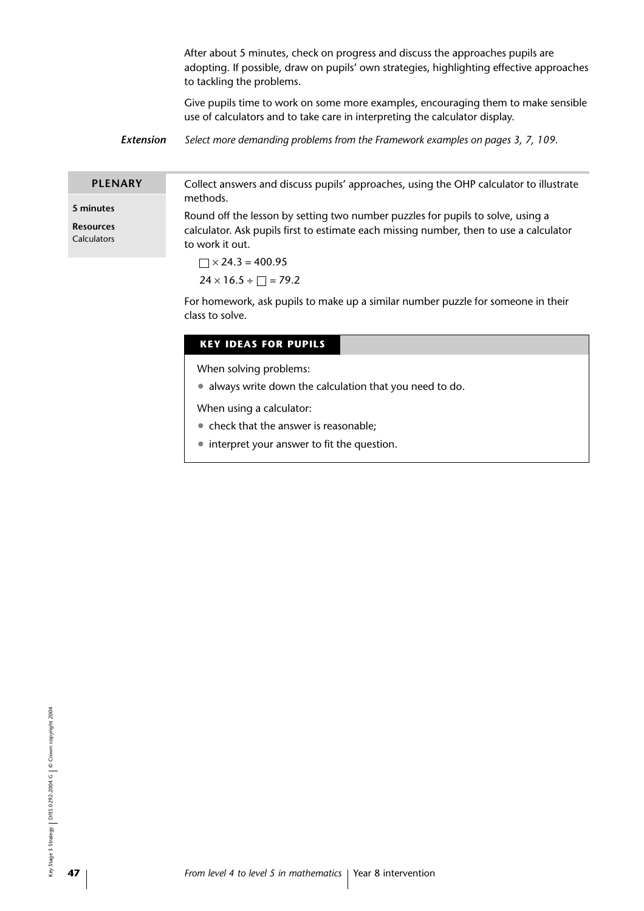After about 5 minutes, check on progress and discuss the approaches pupils are adopting. If possible, draw on pupils' own strategies, highlighting effective approaches to tackling the problems.

Give pupils time to work on some more examples, encouraging them to make sensible use of calculators and to take care in interpreting the calculator display.

***Extension*** *Select more demanding problems from the Framework examples on pages 3, 7, 109.*

## PLENARY

**5 minutes**

**Resources**
Calculators

Collect answers and discuss pupils' approaches, using the OHP calculator to illustrate methods.

Round off the lesson by setting two number puzzles for pupils to solve, using a calculator. Ask pupils first to estimate each missing number, then to use a calculator to work it out.

$\square \times 24.3 = 400.95$

$24 \times 16.5 \div \square = 79.2$

For homework, ask pupils to make up a similar number puzzle for someone in their class to solve.

### KEY IDEAS FOR PUPILS

When solving problems:

- always write down the calculation that you need to do.

When using a calculator:

- check that the answer is reasonable;
- interpret your answer to fit the question.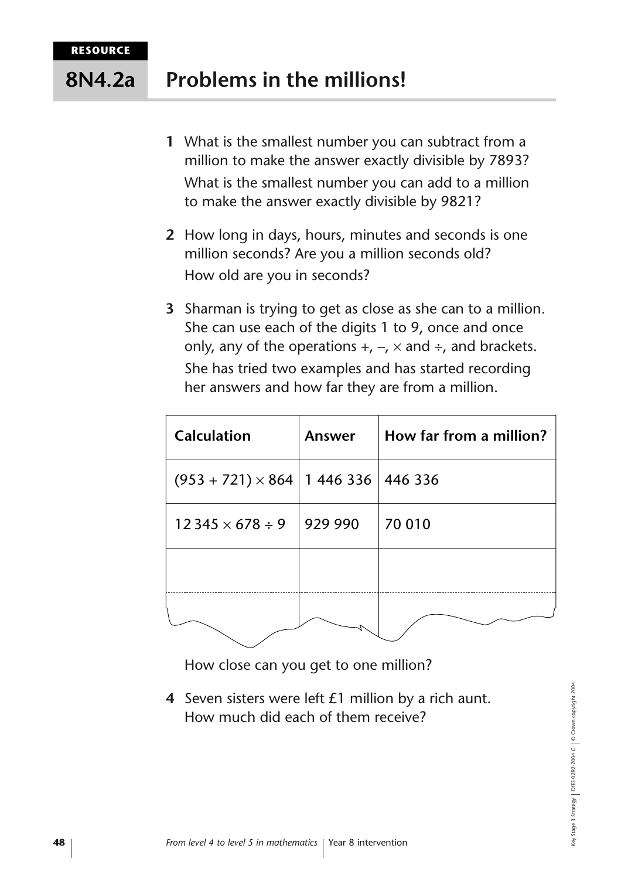RESOURCE

# 8N4.2a Problems in the millions!

**1** What is the smallest number you can subtract from a million to make the answer exactly divisible by 7893?

What is the smallest number you can add to a million to make the answer exactly divisible by 9821?

**2** How long in days, hours, minutes and seconds is one million seconds? Are you a million seconds old?

How old are you in seconds?

**3** Sharman is trying to get as close as she can to a million. She can use each of the digits 1 to 9, once and once only, any of the operations +, –, × and ÷, and brackets.

She has tried two examples and has started recording her answers and how far they are from a million.

| Calculation | Answer | How far from a million? |
|---|---|---|
| $(953 + 721) \times 864$ | 1 446 336 | 446 336 |
| $12\,345 \times 678 \div 9$ | 929 990 | 70 010 |
| | | |
| | | |

How close can you get to one million?

**4** Seven sisters were left £1 million by a rich aunt. How much did each of them receive?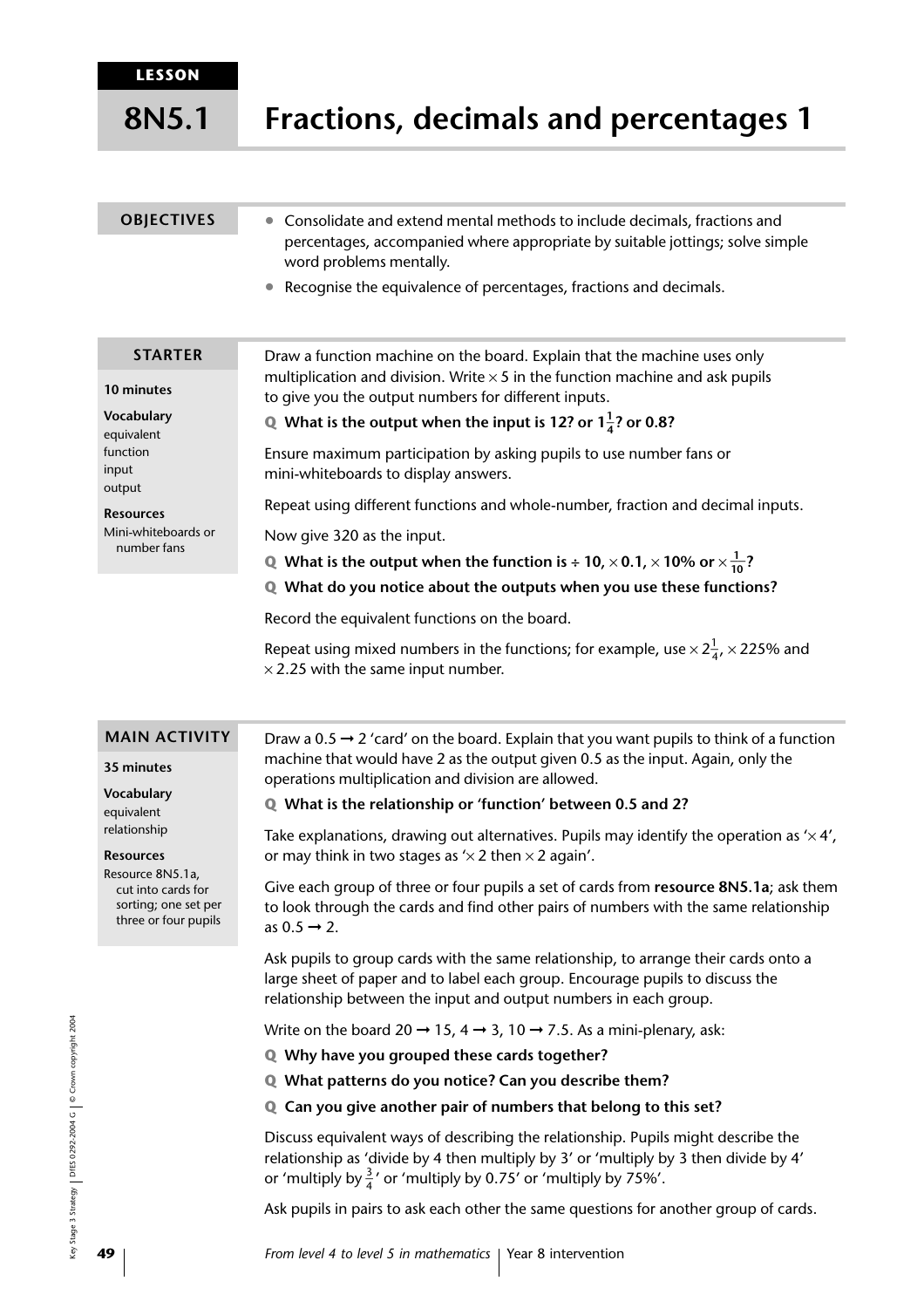**LESSON**

# 8N5.1 Fractions, decimals and percentages 1

## OBJECTIVES

- Consolidate and extend mental methods to include decimals, fractions and percentages, accompanied where appropriate by suitable jottings; solve simple word problems mentally.
- Recognise the equivalence of percentages, fractions and decimals.

## STARTER

**10 minutes**

**Vocabulary**
equivalent
function
input
output

**Resources**
Mini-whiteboards or number fans

Draw a function machine on the board. Explain that the machine uses only multiplication and division. Write $\times 5$ in the function machine and ask pupils to give you the output numbers for different inputs.

**Q What is the output when the input is 12? or $1\frac{1}{4}$? or 0.8?**

Ensure maximum participation by asking pupils to use number fans or mini-whiteboards to display answers.

Repeat using different functions and whole-number, fraction and decimal inputs.

Now give 320 as the input.

**Q What is the output when the function is $\div$ 10, $\times$ 0.1, $\times$ 10% or $\times \frac{1}{10}$?**

**Q What do you notice about the outputs when you use these functions?**

Record the equivalent functions on the board.

Repeat using mixed numbers in the functions; for example, use $\times 2\frac{1}{4}$, $\times$ 225% and $\times$ 2.25 with the same input number.

## MAIN ACTIVITY

**35 minutes**

**Vocabulary**
equivalent
relationship

**Resources**
Resource 8N5.1a, cut into cards for sorting; one set per three or four pupils

Draw a 0.5 → 2 'card' on the board. Explain that you want pupils to think of a function machine that would have 2 as the output given 0.5 as the input. Again, only the operations multiplication and division are allowed.

**Q What is the relationship or 'function' between 0.5 and 2?**

Take explanations, drawing out alternatives. Pupils may identify the operation as '$\times$ 4', or may think in two stages as '$\times$ 2 then $\times$ 2 again'.

Give each group of three or four pupils a set of cards from **resource 8N5.1a**; ask them to look through the cards and find other pairs of numbers with the same relationship as 0.5 → 2.

Ask pupils to group cards with the same relationship, to arrange their cards onto a large sheet of paper and to label each group. Encourage pupils to discuss the relationship between the input and output numbers in each group.

Write on the board 20 → 15, 4 → 3, 10 → 7.5. As a mini-plenary, ask:

**Q Why have you grouped these cards together?**

**Q What patterns do you notice? Can you describe them?**

**Q Can you give another pair of numbers that belong to this set?**

Discuss equivalent ways of describing the relationship. Pupils might describe the relationship as 'divide by 4 then multiply by 3' or 'multiply by 3 then divide by 4' or 'multiply by $\frac{3}{4}$' or 'multiply by 0.75' or 'multiply by 75%'.

Ask pupils in pairs to ask each other the same questions for another group of cards.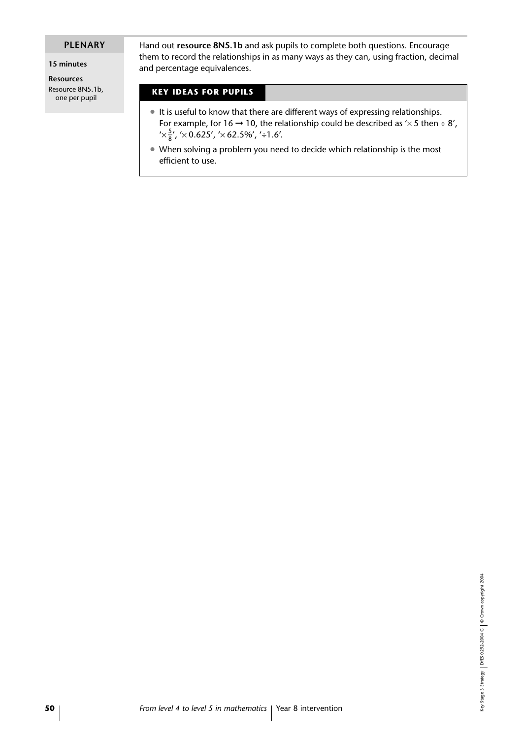## PLENARY

**15 minutes**

**Resources**

Resource 8N5.1b, one per pupil

Hand out **resource 8N5.1b** and ask pupils to complete both questions. Encourage them to record the relationships in as many ways as they can, using fraction, decimal and percentage equivalences.

### KEY IDEAS FOR PUPILS

- It is useful to know that there are different ways of expressing relationships. For example, for 16 → 10, the relationship could be described as '$\times 5$ then $\div 8$', '$\times \frac{5}{8}$', '$\times 0.625$', '$\times 62.5\%$', '$\div 1.6$'.
- When solving a problem you need to decide which relationship is the most efficient to use.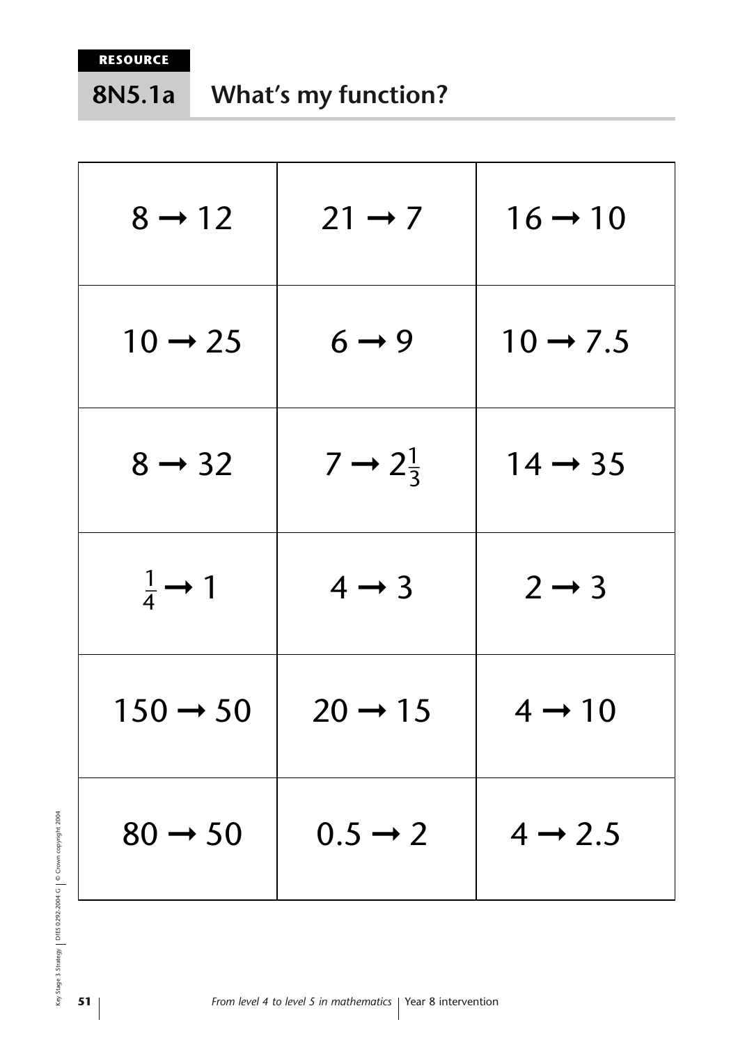RESOURCE

## 8N5.1a What's my function?

| | | |
|---|---|---|
| $8 \rightarrow 12$ | $21 \rightarrow 7$ | $16 \rightarrow 10$ |
| $10 \rightarrow 25$ | $6 \rightarrow 9$ | $10 \rightarrow 7.5$ |
| $8 \rightarrow 32$ | $7 \rightarrow 2\frac{1}{3}$ | $14 \rightarrow 35$ |
| $\frac{1}{4} \rightarrow 1$ | $4 \rightarrow 3$ | $2 \rightarrow 3$ |
| $150 \rightarrow 50$ | $20 \rightarrow 15$ | $4 \rightarrow 10$ |
| $80 \rightarrow 50$ | $0.5 \rightarrow 2$ | $4 \rightarrow 2.5$ |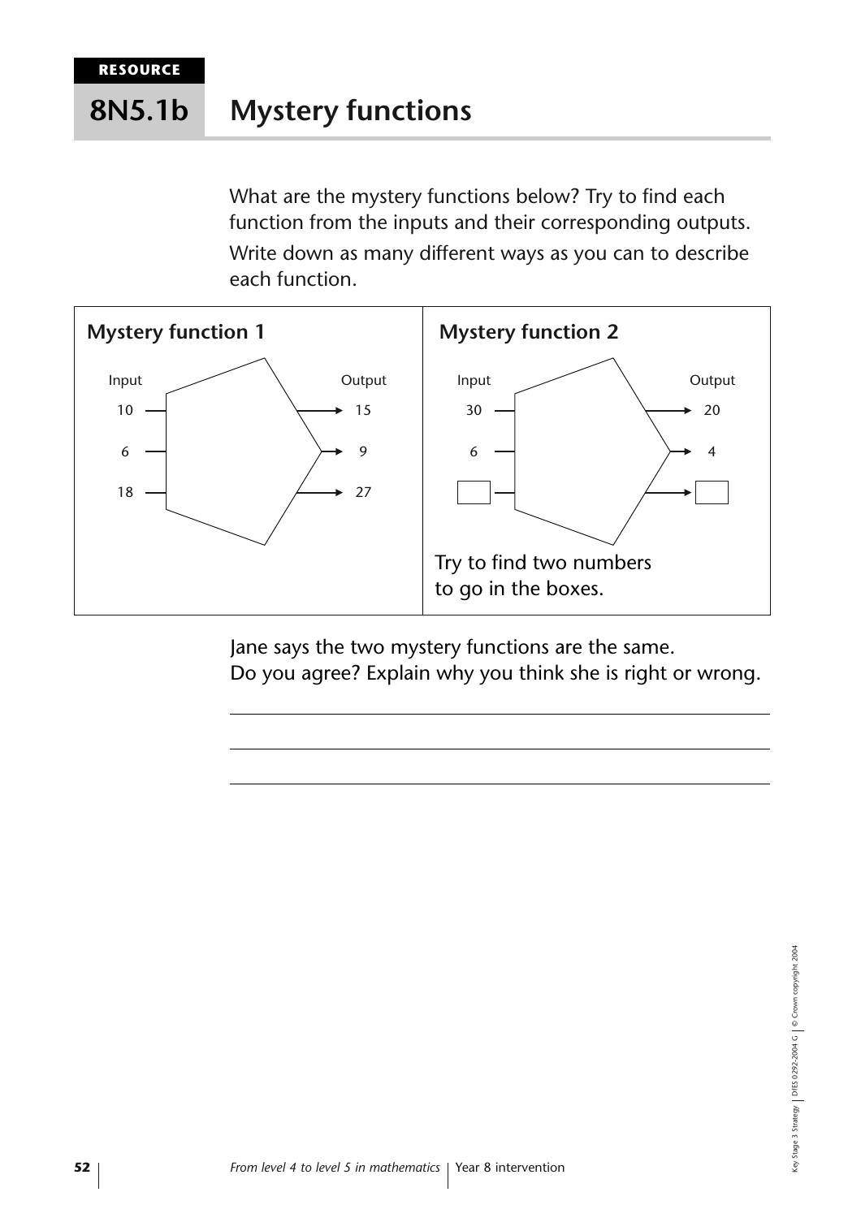RESOURCE

# 8N5.1b Mystery functions

What are the mystery functions below? Try to find each function from the inputs and their corresponding outputs.

Write down as many different ways as you can to describe each function.

## Mystery function 1

| Input | Output |
|---|---|
| 10 | 15 |
| 6 | 9 |
| 18 | 27 |

## Mystery function 2

| Input | Output |
|---|---|
| 30 | 20 |
| 6 | 4 |
| ☐ | ☐ |

Try to find two numbers to go in the boxes.

Jane says the two mystery functions are the same.
Do you agree? Explain why you think she is right or wrong.

___

___

___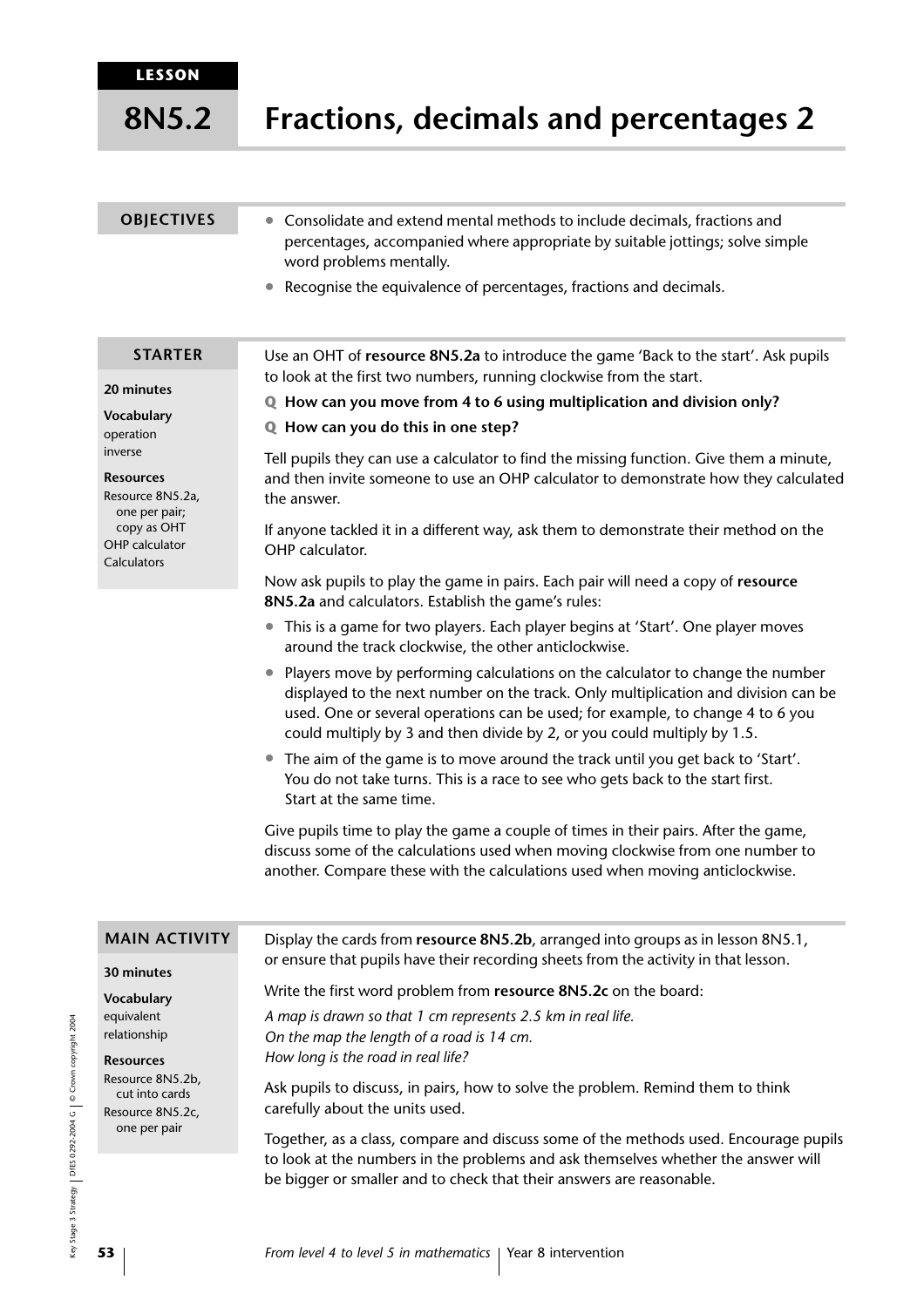LESSON

# 8N5.2 Fractions, decimals and percentages 2

## OBJECTIVES

- Consolidate and extend mental methods to include decimals, fractions and percentages, accompanied where appropriate by suitable jottings; solve simple word problems mentally.
- Recognise the equivalence of percentages, fractions and decimals.

## STARTER

**20 minutes**

**Vocabulary**
operation
inverse

**Resources**
Resource 8N5.2a, one per pair; copy as OHT
OHP calculator
Calculators

Use an OHT of **resource 8N5.2a** to introduce the game 'Back to the start'. Ask pupils to look at the first two numbers, running clockwise from the start.

**Q How can you move from 4 to 6 using multiplication and division only?**

**Q How can you do this in one step?**

Tell pupils they can use a calculator to find the missing function. Give them a minute, and then invite someone to use an OHP calculator to demonstrate how they calculated the answer.

If anyone tackled it in a different way, ask them to demonstrate their method on the OHP calculator.

Now ask pupils to play the game in pairs. Each pair will need a copy of **resource 8N5.2a** and calculators. Establish the game's rules:

- This is a game for two players. Each player begins at 'Start'. One player moves around the track clockwise, the other anticlockwise.
- Players move by performing calculations on the calculator to change the number displayed to the next number on the track. Only multiplication and division can be used. One or several operations can be used; for example, to change 4 to 6 you could multiply by 3 and then divide by 2, or you could multiply by 1.5.
- The aim of the game is to move around the track until you get back to 'Start'. You do not take turns. This is a race to see who gets back to the start first. Start at the same time.

Give pupils time to play the game a couple of times in their pairs. After the game, discuss some of the calculations used when moving clockwise from one number to another. Compare these with the calculations used when moving anticlockwise.

## MAIN ACTIVITY

**30 minutes**

**Vocabulary**
equivalent
relationship

**Resources**
Resource 8N5.2b, cut into cards
Resource 8N5.2c, one per pair

Display the cards from **resource 8N5.2b**, arranged into groups as in lesson 8N5.1, or ensure that pupils have their recording sheets from the activity in that lesson.

Write the first word problem from **resource 8N5.2c** on the board:

*A map is drawn so that 1 cm represents 2.5 km in real life.*
*On the map the length of a road is 14 cm.*
*How long is the road in real life?*

Ask pupils to discuss, in pairs, how to solve the problem. Remind them to think carefully about the units used.

Together, as a class, compare and discuss some of the methods used. Encourage pupils to look at the numbers in the problems and ask themselves whether the answer will be bigger or smaller and to check that their answers are reasonable.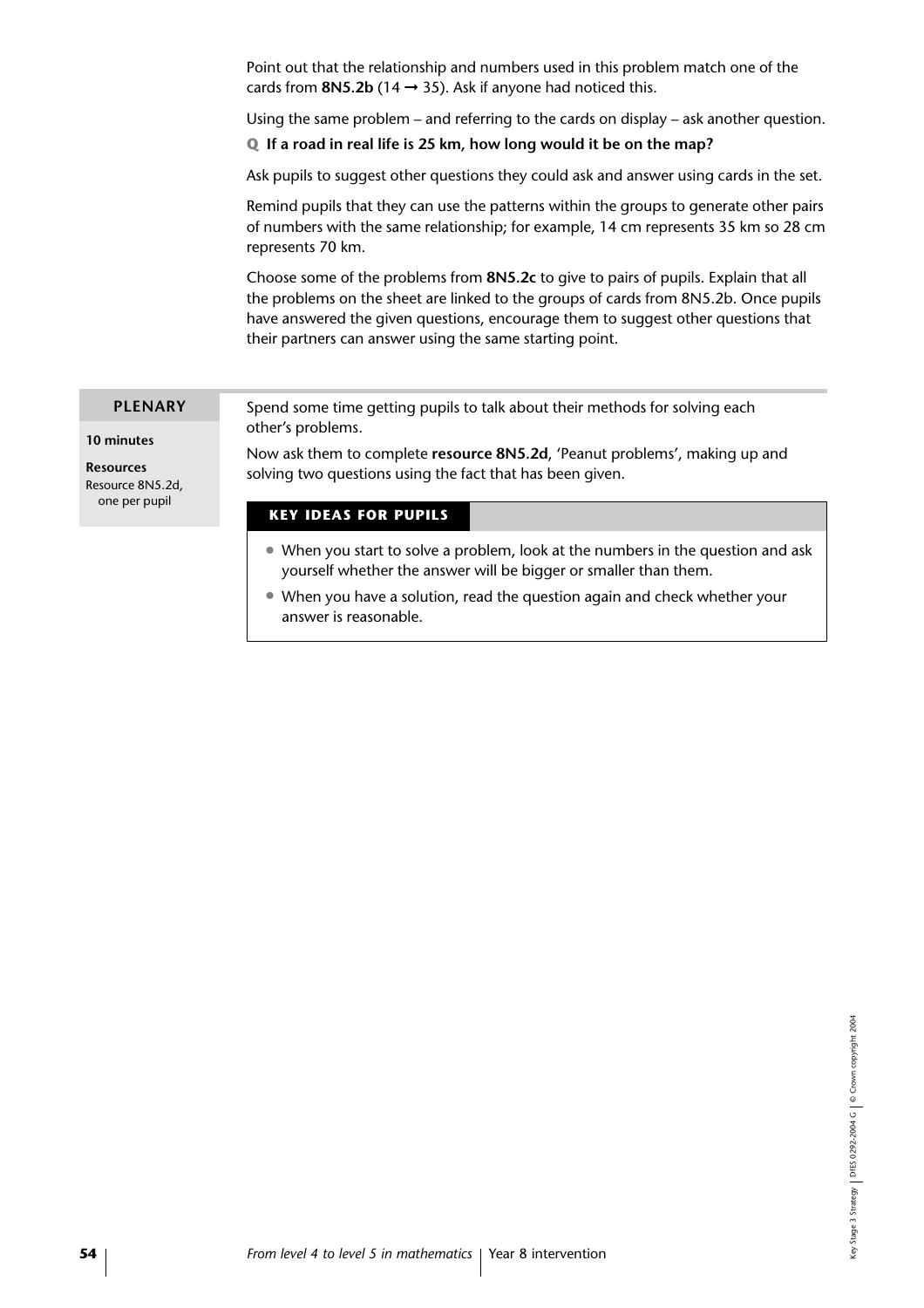Point out that the relationship and numbers used in this problem match one of the cards from **8N5.2b** (14 → 35). Ask if anyone had noticed this.

Using the same problem – and referring to the cards on display – ask another question.

**Q If a road in real life is 25 km, how long would it be on the map?**

Ask pupils to suggest other questions they could ask and answer using cards in the set.

Remind pupils that they can use the patterns within the groups to generate other pairs of numbers with the same relationship; for example, 14 cm represents 35 km so 28 cm represents 70 km.

Choose some of the problems from **8N5.2c** to give to pairs of pupils. Explain that all the problems on the sheet are linked to the groups of cards from 8N5.2b. Once pupils have answered the given questions, encourage them to suggest other questions that their partners can answer using the same starting point.

## PLENARY

**10 minutes**

**Resources**
Resource 8N5.2d, one per pupil

Spend some time getting pupils to talk about their methods for solving each other's problems.

Now ask them to complete **resource 8N5.2d**, 'Peanut problems', making up and solving two questions using the fact that has been given.

### KEY IDEAS FOR PUPILS

- When you start to solve a problem, look at the numbers in the question and ask yourself whether the answer will be bigger or smaller than them.
- When you have a solution, read the question again and check whether your answer is reasonable.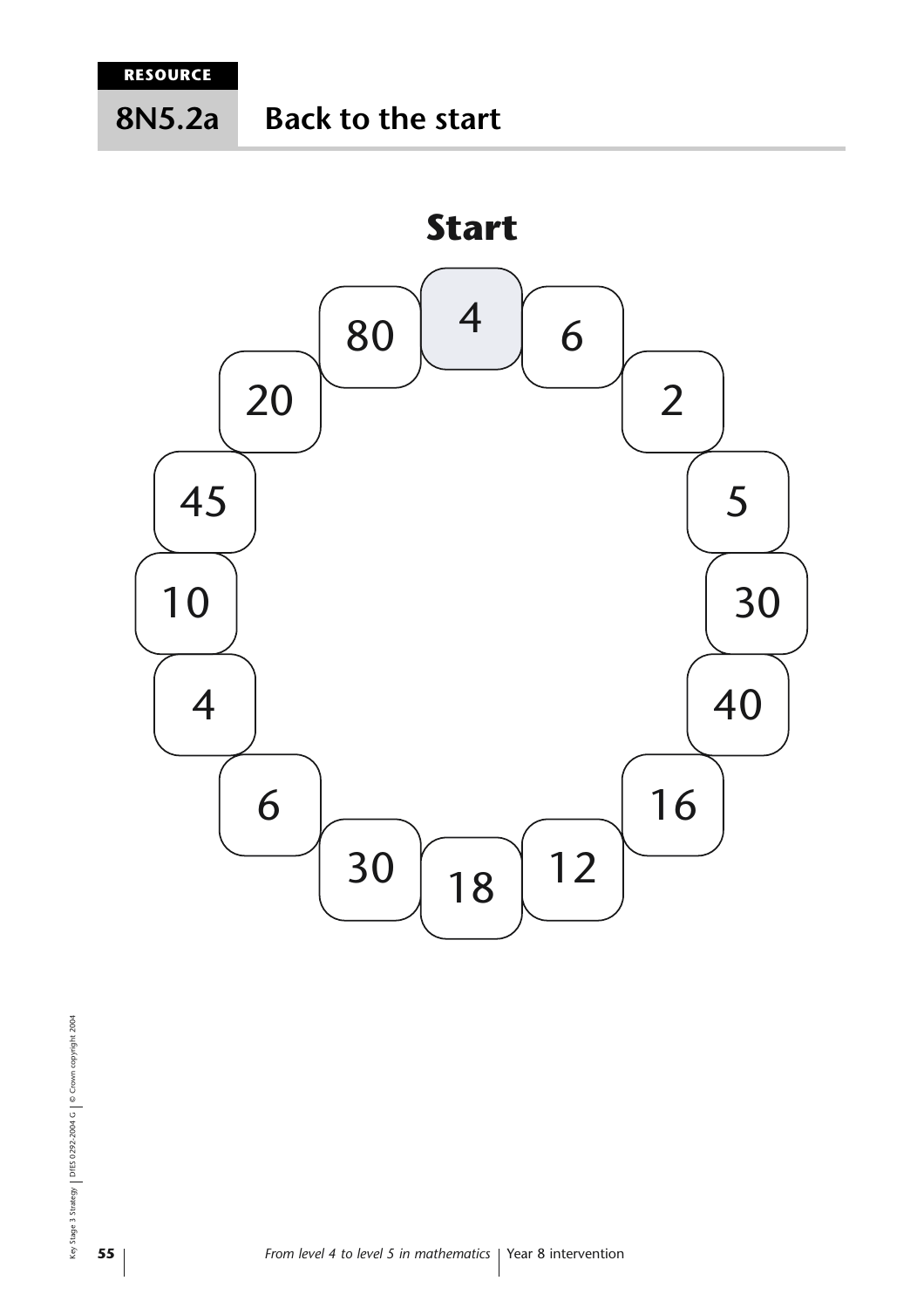**RESOURCE**

## 8N5.2a Back to the start

**Start**

4 → 6 → 2 → 5 → 30 → 40 → 16 → 12 → 18 → 30 → 6 → 4 → 10 → 45 → 20 → 80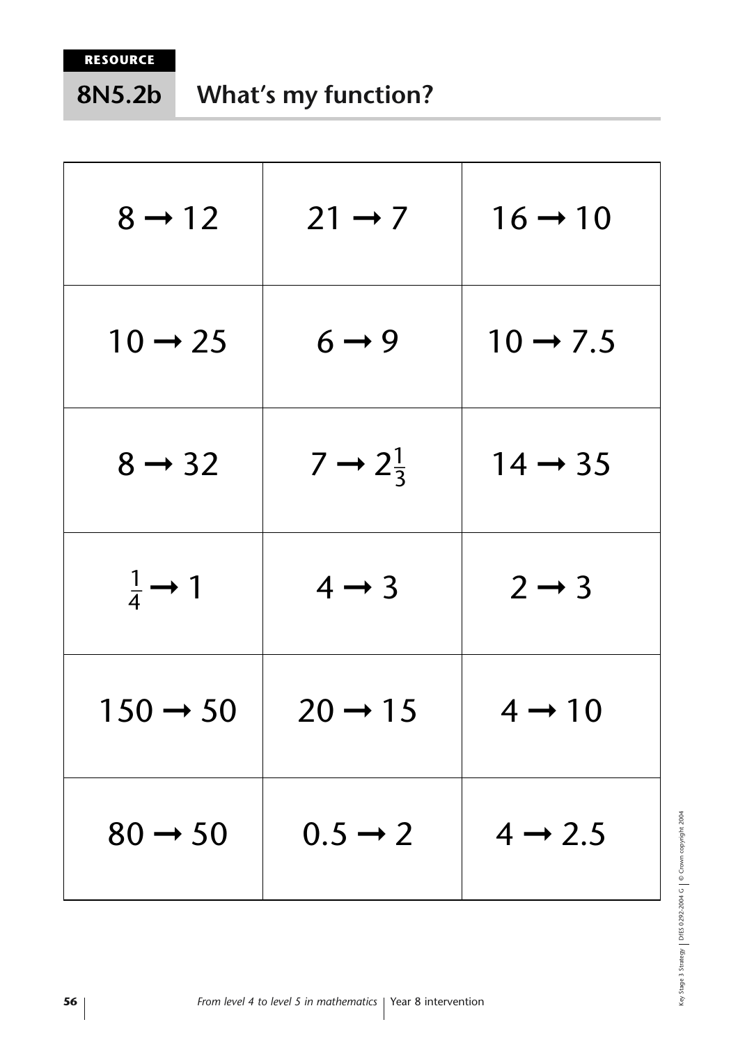**RESOURCE**

## 8N5.2b What's my function?

| | | |
|---|---|---|
| $8 \rightarrow 12$ | $21 \rightarrow 7$ | $16 \rightarrow 10$ |
| $10 \rightarrow 25$ | $6 \rightarrow 9$ | $10 \rightarrow 7.5$ |
| $8 \rightarrow 32$ | $7 \rightarrow 2\frac{1}{3}$ | $14 \rightarrow 35$ |
| $\frac{1}{4} \rightarrow 1$ | $4 \rightarrow 3$ | $2 \rightarrow 3$ |
| $150 \rightarrow 50$ | $20 \rightarrow 15$ | $4 \rightarrow 10$ |
| $80 \rightarrow 50$ | $0.5 \rightarrow 2$ | $4 \rightarrow 2.5$ |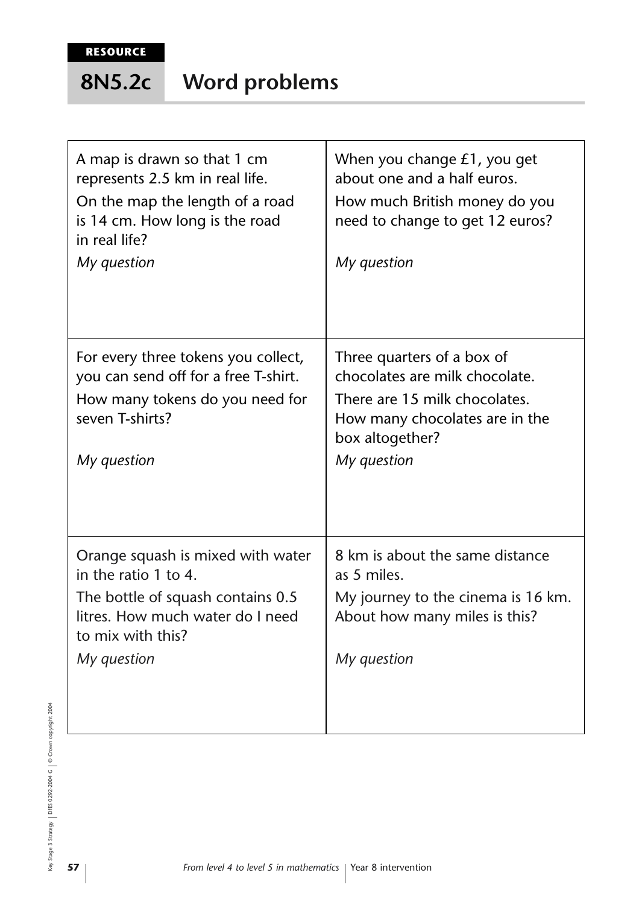**RESOURCE**

# 8N5.2c Word problems

| | |
|---|---|
| A map is drawn so that 1 cm represents 2.5 km in real life.<br>On the map the length of a road is 14 cm. How long is the road in real life?<br>*My question* | When you change £1, you get about one and a half euros.<br>How much British money do you need to change to get 12 euros?<br>*My question* |
| For every three tokens you collect, you can send off for a free T-shirt.<br>How many tokens do you need for seven T-shirts?<br>*My question* | Three quarters of a box of chocolates are milk chocolate.<br>There are 15 milk chocolates. How many chocolates are in the box altogether?<br>*My question* |
| Orange squash is mixed with water in the ratio 1 to 4.<br>The bottle of squash contains 0.5 litres. How much water do I need to mix with this?<br>*My question* | 8 km is about the same distance as 5 miles.<br>My journey to the cinema is 16 km. About how many miles is this?<br>*My question* |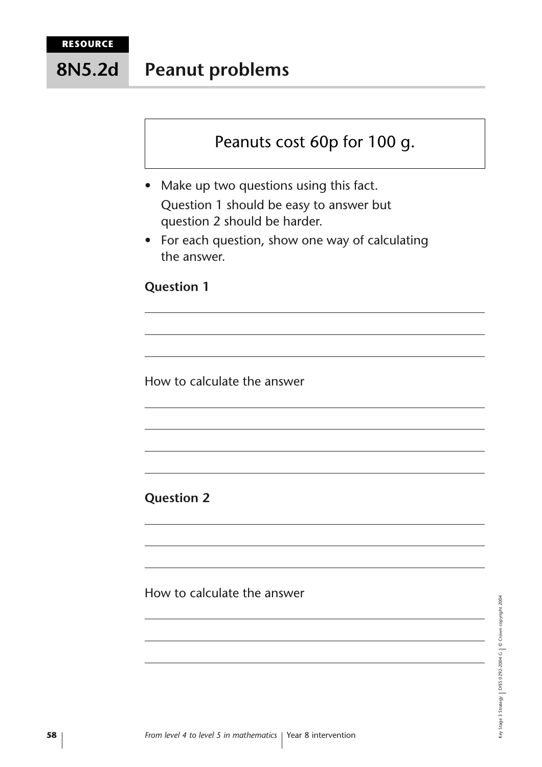RESOURCE

# 8N5.2d Peanut problems

Peanuts cost 60p for 100 g.

- Make up two questions using this fact.
  Question 1 should be easy to answer but question 2 should be harder.
- For each question, show one way of calculating the answer.

**Question 1**

How to calculate the answer

**Question 2**

How to calculate the answer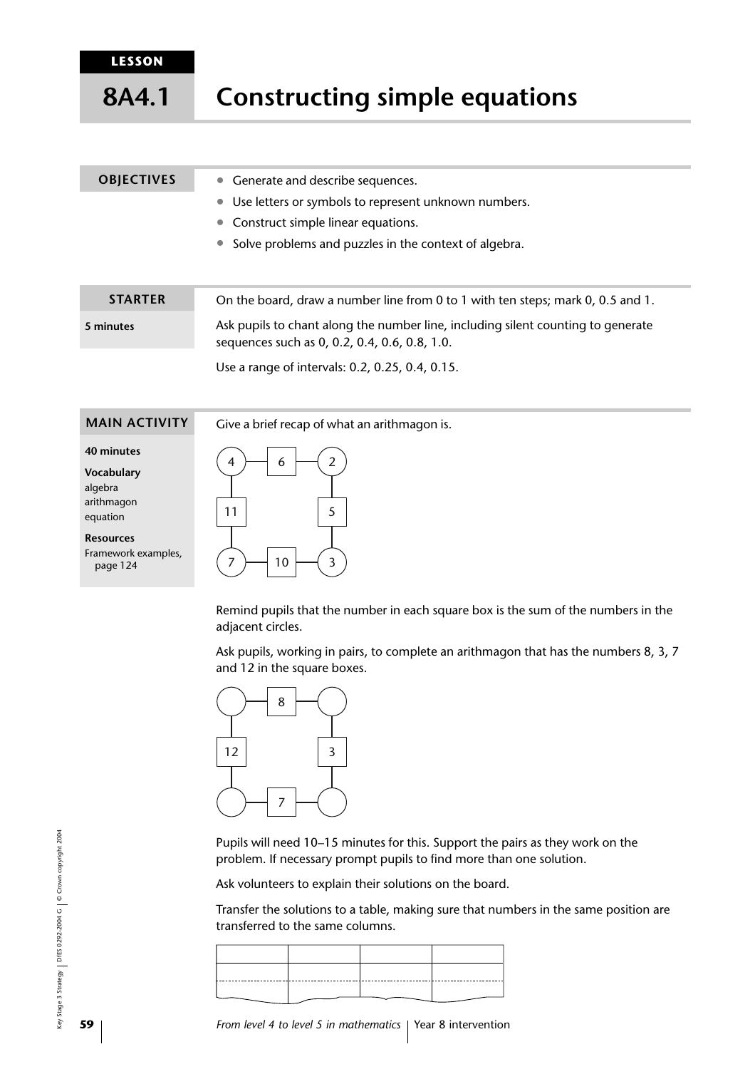LESSON

# 8A4.1 Constructing simple equations

**OBJECTIVES**

- Generate and describe sequences.
- Use letters or symbols to represent unknown numbers.
- Construct simple linear equations.
- Solve problems and puzzles in the context of algebra.

**STARTER**

**5 minutes**

On the board, draw a number line from 0 to 1 with ten steps; mark 0, 0.5 and 1.

Ask pupils to chant along the number line, including silent counting to generate sequences such as 0, 0.2, 0.4, 0.6, 0.8, 1.0.

Use a range of intervals: 0.2, 0.25, 0.4, 0.15.

**MAIN ACTIVITY**

**40 minutes**

**Vocabulary**
algebra
arithmagon
equation

**Resources**
Framework examples, page 124

Give a brief recap of what an arithmagon is.

| 4 | 6 | 2 |
|---|---|---|
| 11 | | 5 |
| 7 | 10 | 3 |

Remind pupils that the number in each square box is the sum of the numbers in the adjacent circles.

Ask pupils, working in pairs, to complete an arithmagon that has the numbers 8, 3, 7 and 12 in the square boxes.

| ○ | 8 | ○ |
|---|---|---|
| 12 | | 3 |
| ○ | 7 | ○ |

Pupils will need 10–15 minutes for this. Support the pairs as they work on the problem. If necessary prompt pupils to find more than one solution.

Ask volunteers to explain their solutions on the board.

Transfer the solutions to a table, making sure that numbers in the same position are transferred to the same columns.

| | | | |
|---|---|---|---|
| | | | |
| | | | |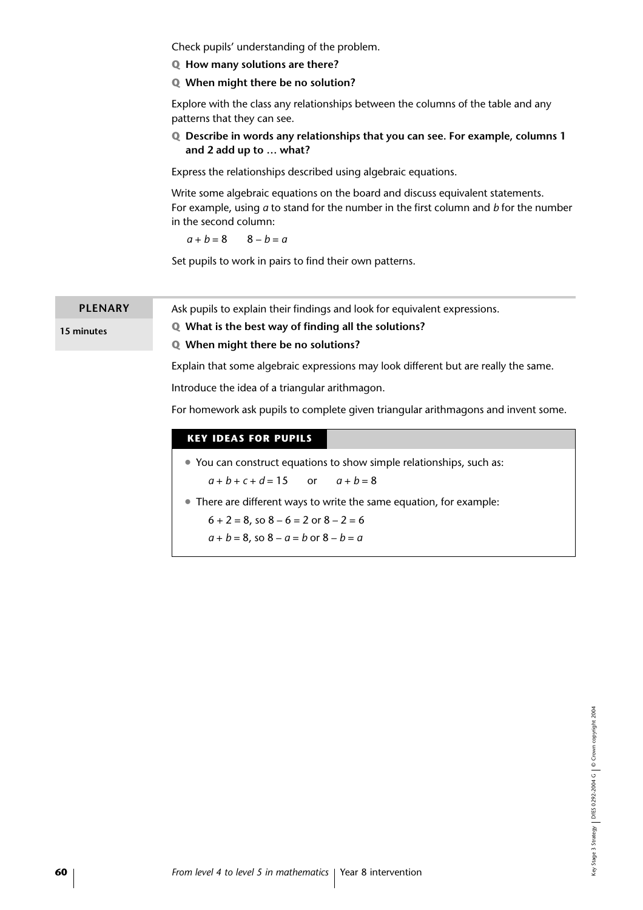Check pupils' understanding of the problem.

**Q How many solutions are there?**

**Q When might there be no solution?**

Explore with the class any relationships between the columns of the table and any patterns that they can see.

**Q Describe in words any relationships that you can see. For example, columns 1 and 2 add up to … what?**

Express the relationships described using algebraic equations.

Write some algebraic equations on the board and discuss equivalent statements. For example, using $a$ to stand for the number in the first column and $b$ for the number in the second column:

$a + b = 8$ $\quad$ $8 - b = a$

Set pupils to work in pairs to find their own patterns.

## PLENARY

**15 minutes**

Ask pupils to explain their findings and look for equivalent expressions.

**Q What is the best way of finding all the solutions?**

**Q When might there be no solutions?**

Explain that some algebraic expressions may look different but are really the same.

Introduce the idea of a triangular arithmagon.

For homework ask pupils to complete given triangular arithmagons and invent some.

### KEY IDEAS FOR PUPILS

- You can construct equations to show simple relationships, such as:

  $a + b + c + d = 15$ $\quad$ or $\quad$ $a + b = 8$

- There are different ways to write the same equation, for example:

  $6 + 2 = 8$, so $8 - 6 = 2$ or $8 - 2 = 6$

  $a + b = 8$, so $8 - a = b$ or $8 - b = a$